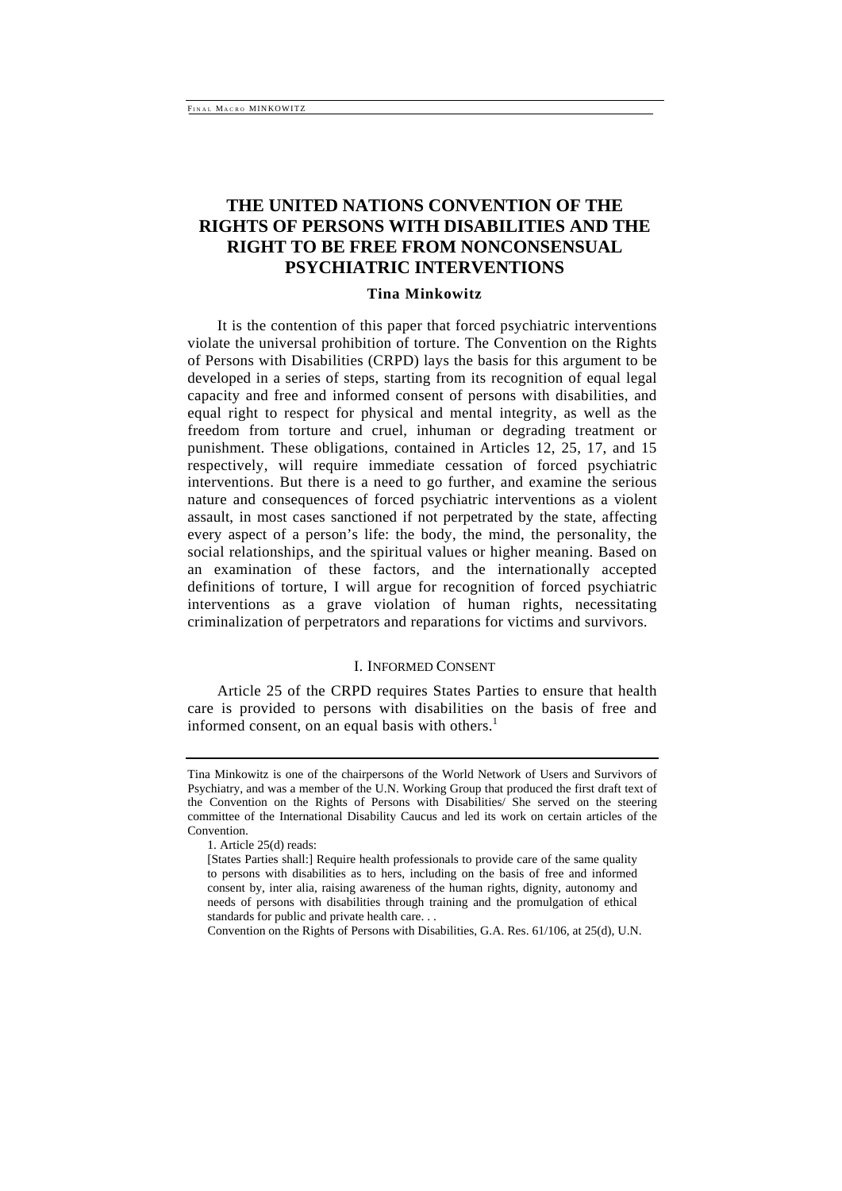# THE UNITED NATIONS CONVENTION OF THE RIGHTS OF PERSONS WITH DISABILITIES AND THE RIGHT TO BE FREE FROM NONCONSENSUAL PSYCHIATRIC INTERVENTIONS

**Tina Minkowitz**

It is the contention of this paper that forced psychiatric interventions violate the universal prohibition of torture. The Convention on the Rights of Persons with Disabilities (CRPD) lays the basis for this argument to be developed in a series of steps, starting from its recognition of equal legal capacity and free and informed consent of persons with disabilities, and equal right to respect for physical and mental integrity, as well as the freedom from torture and cruel, inhuman or degrading treatment or punishment. These obligations, contained in Articles 12, 25, 17, and 15 respectively, will require immediate cessation of forced psychiatric interventions. But there is a need to go further, and examine the serious nature and consequences of forced psychiatric interventions as a violent assault, in most cases sanctioned if not perpetrated by the state, affecting every aspect of a person's life: the body, the mind, the personality, the social relationships, and the spiritual values or higher meaning. Based on an examination of these factors, and the internationally accepted definitions of torture, I will argue for recognition of forced psychiatric interventions as a grave violation of human rights, necessitating criminalization of perpetrators and reparations for victims and survivors.

## I. INFORMED CONSENT

Article 25 of the CRPD requires States Parties to ensure that health care is provided to persons with disabilities on the basis of free and informed consent, on an equal basis with others.[1]

---

Tina Minkowitz is one of the chairpersons of the World Network of Users and Survivors of Psychiatry, and was a member of the U.N. Working Group that produced the first draft text of the Convention on the Rights of Persons with Disabilities/ She served on the steering committee of the International Disability Caucus and led its work on certain articles of the Convention.

1. Article 25(d) reads:

> [States Parties shall:] Require health professionals to provide care of the same quality to persons with disabilities as to hers, including on the basis of free and informed consent by, inter alia, raising awareness of the human rights, dignity, autonomy and needs of persons with disabilities through training and the promulgation of ethical standards for public and private health care. . .

Convention on the Rights of Persons with Disabilities, G.A. Res. 61/106, at 25(d), U.N.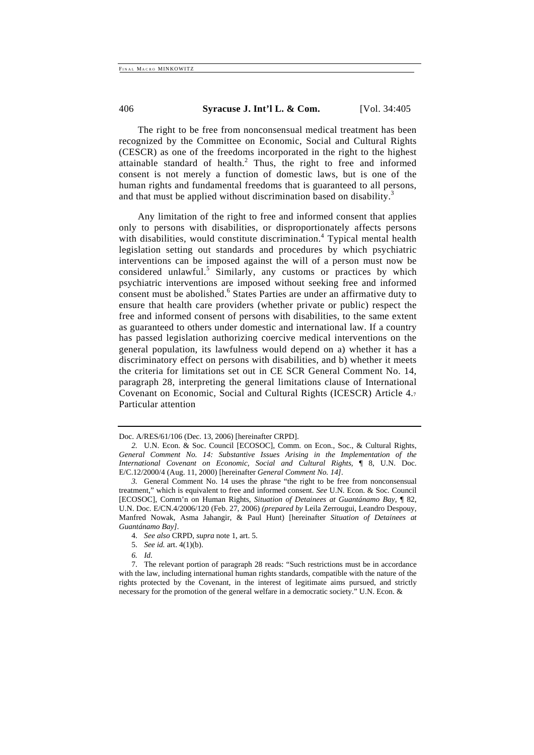The right to be free from nonconsensual medical treatment has been recognized by the Committee on Economic, Social and Cultural Rights (CESCR) as one of the freedoms incorporated in the right to the highest attainable standard of health.[2] Thus, the right to free and informed consent is not merely a function of domestic laws, but is one of the human rights and fundamental freedoms that is guaranteed to all persons, and that must be applied without discrimination based on disability.[3]

Any limitation of the right to free and informed consent that applies only to persons with disabilities, or disproportionately affects persons with disabilities, would constitute discrimination.[4] Typical mental health legislation setting out standards and procedures by which psychiatric interventions can be imposed against the will of a person must now be considered unlawful.[5] Similarly, any customs or practices by which psychiatric interventions are imposed without seeking free and informed consent must be abolished.[6] States Parties are under an affirmative duty to ensure that health care providers (whether private or public) respect the free and informed consent of persons with disabilities, to the same extent as guaranteed to others under domestic and international law. If a country has passed legislation authorizing coercive medical interventions on the general population, its lawfulness would depend on a) whether it has a discriminatory effect on persons with disabilities, and b) whether it meets the criteria for limitations set out in CE SCR General Comment No. 14, paragraph 28, interpreting the general limitations clause of International Covenant on Economic, Social and Cultural Rights (ICESCR) Article 4.[7] Particular attention

---

Doc. A/RES/61/106 (Dec. 13, 2006) [hereinafter CRPD].

2. U.N. Econ. & Soc. Council [ECOSOC], Comm. on Econ., Soc., & Cultural Rights, *General Comment No. 14: Substantive Issues Arising in the Implementation of the International Covenant on Economic, Social and Cultural Rights*, ¶ 8, U.N. Doc. E/C.12/2000/4 (Aug. 11, 2000) [hereinafter *General Comment No. 14]*.

3. General Comment No. 14 uses the phrase "the right to be free from nonconsensual treatment," which is equivalent to free and informed consent. *See* U.N. Econ. & Soc. Council [ECOSOC], Comm'n on Human Rights, *Situation of Detainees at Guantánamo Bay*, ¶ 82, U.N. Doc. E/CN.4/2006/120 (Feb. 27, 2006) *(prepared by* Leila Zerrougui, Leandro Despouy, Manfred Nowak, Asma Jahangir, & Paul Hunt) [hereinafter *Situation of Detainees at Guantánamo Bay]*.

4. *See also* CRPD, *supra* note 1, art. 5.

5. *See id.* art. 4(1)(b).

6. *Id.*

7. The relevant portion of paragraph 28 reads: "Such restrictions must be in accordance with the law, including international human rights standards, compatible with the nature of the rights protected by the Covenant, in the interest of legitimate aims pursued, and strictly necessary for the promotion of the general welfare in a democratic society." U.N. Econ. &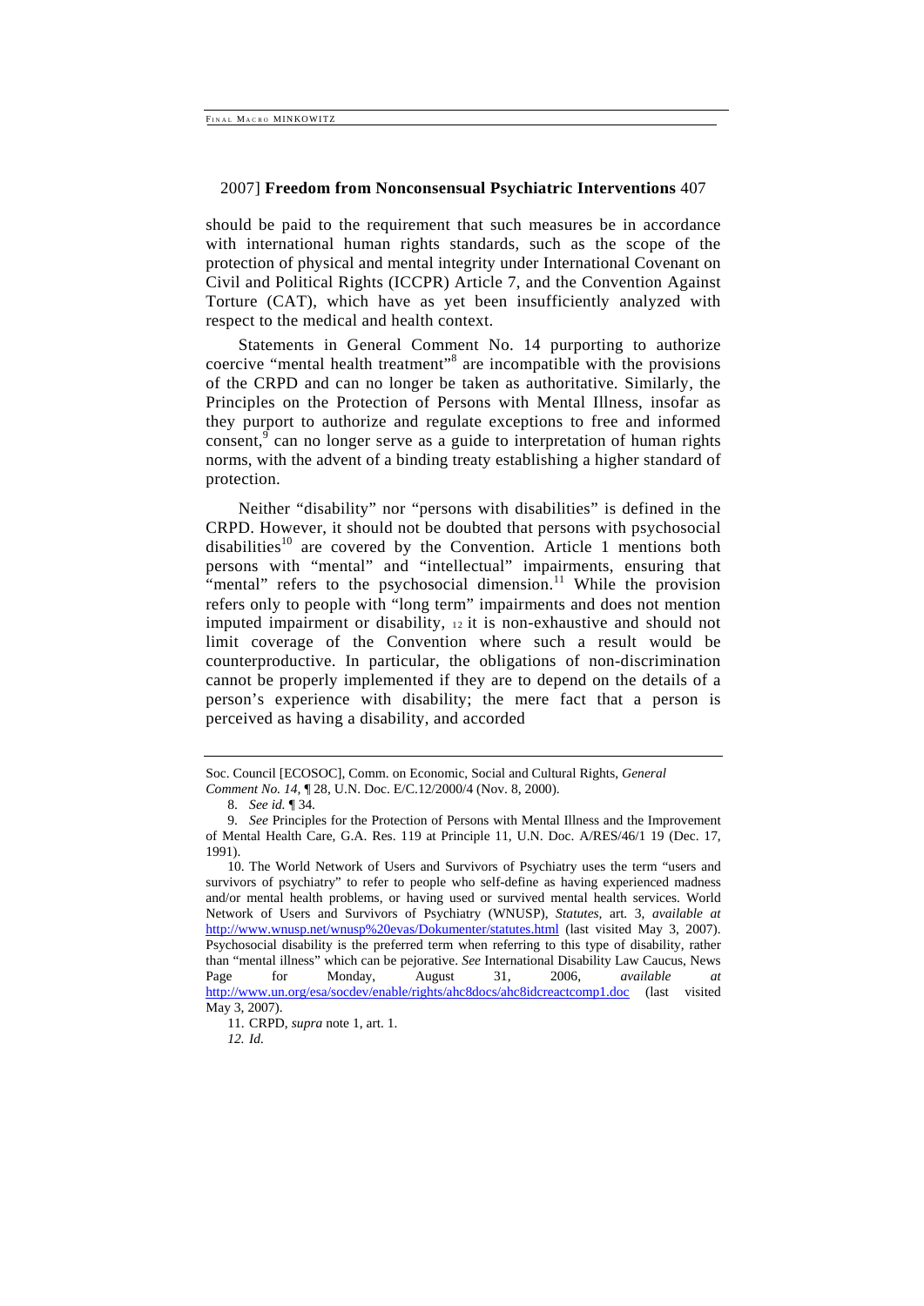should be paid to the requirement that such measures be in accordance with international human rights standards, such as the scope of the protection of physical and mental integrity under International Covenant on Civil and Political Rights (ICCPR) Article 7, and the Convention Against Torture (CAT), which have as yet been insufficiently analyzed with respect to the medical and health context.

Statements in General Comment No. 14 purporting to authorize coercive "mental health treatment"[8] are incompatible with the provisions of the CRPD and can no longer be taken as authoritative. Similarly, the Principles on the Protection of Persons with Mental Illness, insofar as they purport to authorize and regulate exceptions to free and informed consent,[9] can no longer serve as a guide to interpretation of human rights norms, with the advent of a binding treaty establishing a higher standard of protection.

Neither "disability" nor "persons with disabilities" is defined in the CRPD. However, it should not be doubted that persons with psychosocial disabilities[10] are covered by the Convention. Article 1 mentions both persons with "mental" and "intellectual" impairments, ensuring that "mental" refers to the psychosocial dimension.[11] While the provision refers only to people with "long term" impairments and does not mention imputed impairment or disability, [12] it is non-exhaustive and should not limit coverage of the Convention where such a result would be counterproductive. In particular, the obligations of non-discrimination cannot be properly implemented if they are to depend on the details of a person's experience with disability; the mere fact that a person is perceived as having a disability, and accorded

---

Soc. Council [ECOSOC], Comm. on Economic, Social and Cultural Rights, *General Comment No. 14*, ¶ 28, U.N. Doc. E/C.12/2000/4 (Nov. 8, 2000).

8. *See id.* ¶ 34.

9. *See* Principles for the Protection of Persons with Mental Illness and the Improvement of Mental Health Care, G.A. Res. 119 at Principle 11, U.N. Doc. A/RES/46/1 19 (Dec. 17, 1991).

10. The World Network of Users and Survivors of Psychiatry uses the term "users and survivors of psychiatry" to refer to people who self-define as having experienced madness and/or mental health problems, or having used or survived mental health services. World Network of Users and Survivors of Psychiatry (WNUSP), *Statutes*, art. 3, *available at* http://www.wnusp.net/wnusp%20evas/Dokumenter/statutes.html (last visited May 3, 2007). Psychosocial disability is the preferred term when referring to this type of disability, rather than "mental illness" which can be pejorative. *See* International Disability Law Caucus, News Page for Monday, August 31, 2006, *available at* http://www.un.org/esa/socdev/enable/rights/ahc8docs/ahc8idcreactcomp1.doc (last visited May 3, 2007).

11. CRPD, *supra* note 1, art. 1.

*12. Id.*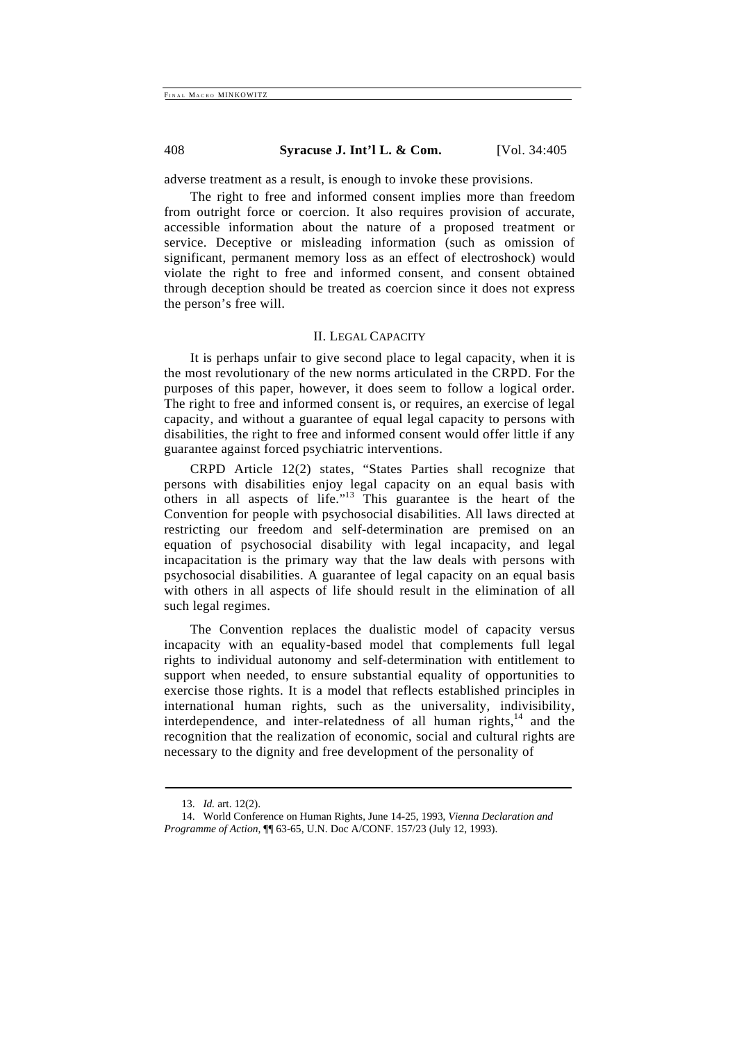adverse treatment as a result, is enough to invoke these provisions.

The right to free and informed consent implies more than freedom from outright force or coercion. It also requires provision of accurate, accessible information about the nature of a proposed treatment or service. Deceptive or misleading information (such as omission of significant, permanent memory loss as an effect of electroshock) would violate the right to free and informed consent, and consent obtained through deception should be treated as coercion since it does not express the person's free will.

## II. Legal Capacity

It is perhaps unfair to give second place to legal capacity, when it is the most revolutionary of the new norms articulated in the CRPD. For the purposes of this paper, however, it does seem to follow a logical order. The right to free and informed consent is, or requires, an exercise of legal capacity, and without a guarantee of equal legal capacity to persons with disabilities, the right to free and informed consent would offer little if any guarantee against forced psychiatric interventions.

CRPD Article 12(2) states, "States Parties shall recognize that persons with disabilities enjoy legal capacity on an equal basis with others in all aspects of life."[13] This guarantee is the heart of the Convention for people with psychosocial disabilities. All laws directed at restricting our freedom and self-determination are premised on an equation of psychosocial disability with legal incapacity, and legal incapacitation is the primary way that the law deals with persons with psychosocial disabilities. A guarantee of legal capacity on an equal basis with others in all aspects of life should result in the elimination of all such legal regimes.

The Convention replaces the dualistic model of capacity versus incapacity with an equality-based model that complements full legal rights to individual autonomy and self-determination with entitlement to support when needed, to ensure substantial equality of opportunities to exercise those rights. It is a model that reflects established principles in international human rights, such as the universality, indivisibility, interdependence, and inter-relatedness of all human rights,[14] and the recognition that the realization of economic, social and cultural rights are necessary to the dignity and free development of the personality of

---

13. *Id.* art. 12(2).

14. World Conference on Human Rights, June 14-25, 1993, *Vienna Declaration and Programme of Action*, ¶¶ 63-65, U.N. Doc A/CONF. 157/23 (July 12, 1993).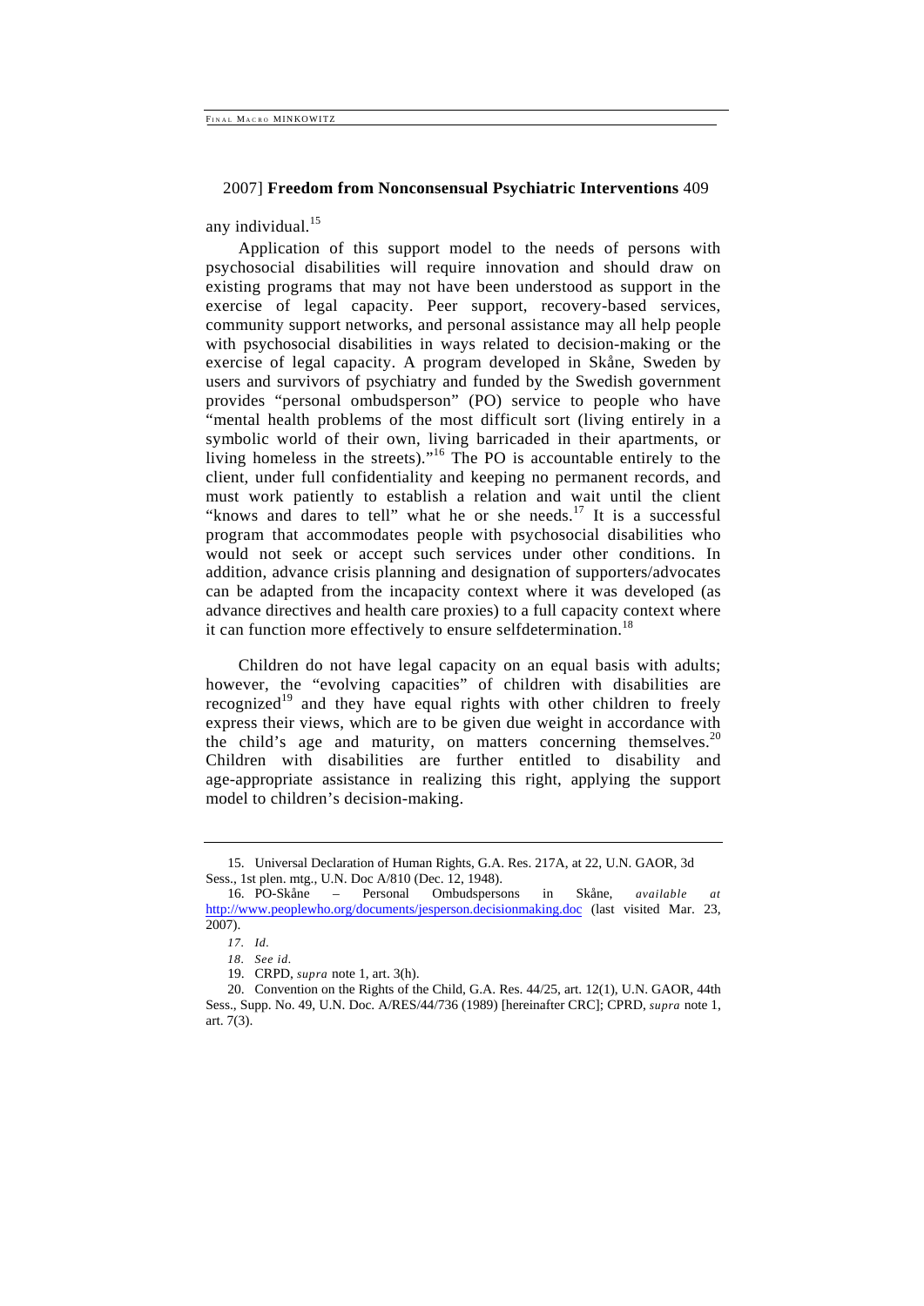any individual.[15]

Application of this support model to the needs of persons with psychosocial disabilities will require innovation and should draw on existing programs that may not have been understood as support in the exercise of legal capacity. Peer support, recovery-based services, community support networks, and personal assistance may all help people with psychosocial disabilities in ways related to decision-making or the exercise of legal capacity. A program developed in Skåne, Sweden by users and survivors of psychiatry and funded by the Swedish government provides "personal ombudsperson" (PO) service to people who have "mental health problems of the most difficult sort (living entirely in a symbolic world of their own, living barricaded in their apartments, or living homeless in the streets)."[16] The PO is accountable entirely to the client, under full confidentiality and keeping no permanent records, and must work patiently to establish a relation and wait until the client "knows and dares to tell" what he or she needs.[17] It is a successful program that accommodates people with psychosocial disabilities who would not seek or accept such services under other conditions. In addition, advance crisis planning and designation of supporters/advocates can be adapted from the incapacity context where it was developed (as advance directives and health care proxies) to a full capacity context where it can function more effectively to ensure selfdetermination.[18]

Children do not have legal capacity on an equal basis with adults; however, the "evolving capacities" of children with disabilities are recognized[19] and they have equal rights with other children to freely express their views, which are to be given due weight in accordance with the child's age and maturity, on matters concerning themselves.[20] Children with disabilities are further entitled to disability and age-appropriate assistance in realizing this right, applying the support model to children's decision-making.

---

15. Universal Declaration of Human Rights, G.A. Res. 217A, at 22, U.N. GAOR, 3d Sess., 1st plen. mtg., U.N. Doc A/810 (Dec. 12, 1948).

16. PO-Skåne – Personal Ombudspersons in Skåne, *available at* http://www.peoplewho.org/documents/jesperson.decisionmaking.doc (last visited Mar. 23, 2007).

17. *Id.*

18. *See id.*

19. CRPD, *supra* note 1, art. 3(h).

20. Convention on the Rights of the Child, G.A. Res. 44/25, art. 12(1), U.N. GAOR, 44th Sess., Supp. No. 49, U.N. Doc. A/RES/44/736 (1989) [hereinafter CRC]; CPRD, *supra* note 1, art. 7(3).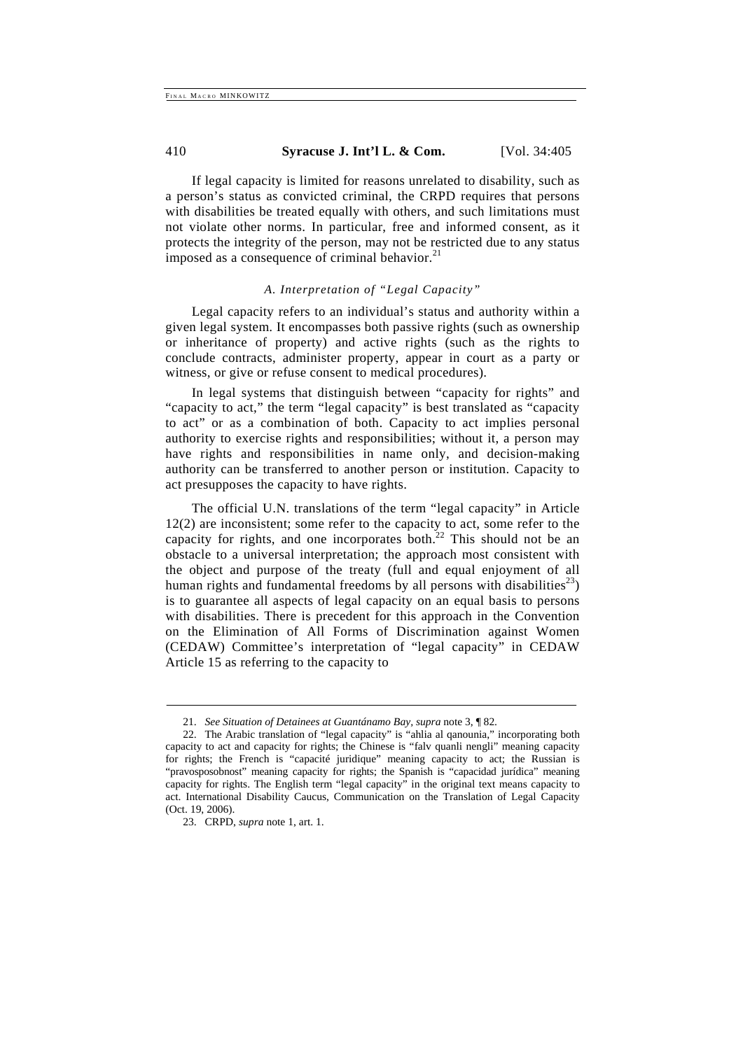If legal capacity is limited for reasons unrelated to disability, such as a person's status as convicted criminal, the CRPD requires that persons with disabilities be treated equally with others, and such limitations must not violate other norms. In particular, free and informed consent, as it protects the integrity of the person, may not be restricted due to any status imposed as a consequence of criminal behavior.[21]

### *A. Interpretation of "Legal Capacity"*

Legal capacity refers to an individual's status and authority within a given legal system. It encompasses both passive rights (such as ownership or inheritance of property) and active rights (such as the rights to conclude contracts, administer property, appear in court as a party or witness, or give or refuse consent to medical procedures).

In legal systems that distinguish between "capacity for rights" and "capacity to act," the term "legal capacity" is best translated as "capacity to act" or as a combination of both. Capacity to act implies personal authority to exercise rights and responsibilities; without it, a person may have rights and responsibilities in name only, and decision-making authority can be transferred to another person or institution. Capacity to act presupposes the capacity to have rights.

The official U.N. translations of the term "legal capacity" in Article 12(2) are inconsistent; some refer to the capacity to act, some refer to the capacity for rights, and one incorporates both.[22] This should not be an obstacle to a universal interpretation; the approach most consistent with the object and purpose of the treaty (full and equal enjoyment of all human rights and fundamental freedoms by all persons with disabilities[23]) is to guarantee all aspects of legal capacity on an equal basis to persons with disabilities. There is precedent for this approach in the Convention on the Elimination of All Forms of Discrimination against Women (CEDAW) Committee's interpretation of "legal capacity" in CEDAW Article 15 as referring to the capacity to

---

21. *See Situation of Detainees at Guantánamo Bay*, *supra* note 3, ¶ 82.

22. The Arabic translation of "legal capacity" is "ahlia al qanounia," incorporating both capacity to act and capacity for rights; the Chinese is "falv quanli nengli" meaning capacity for rights; the French is "capacité juridique" meaning capacity to act; the Russian is "pravosposobnost" meaning capacity for rights; the Spanish is "capacidad jurídica" meaning capacity for rights. The English term "legal capacity" in the original text means capacity to act. International Disability Caucus, Communication on the Translation of Legal Capacity (Oct. 19, 2006).

23. CRPD, *supra* note 1, art. 1.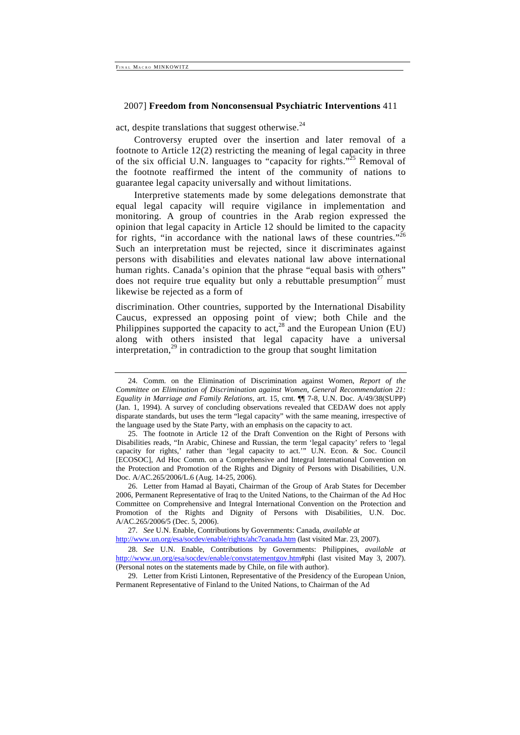act, despite translations that suggest otherwise.[24]

Controversy erupted over the insertion and later removal of a footnote to Article 12(2) restricting the meaning of legal capacity in three of the six official U.N. languages to "capacity for rights."[25] Removal of the footnote reaffirmed the intent of the community of nations to guarantee legal capacity universally and without limitations.

Interpretive statements made by some delegations demonstrate that equal legal capacity will require vigilance in implementation and monitoring. A group of countries in the Arab region expressed the opinion that legal capacity in Article 12 should be limited to the capacity for rights, "in accordance with the national laws of these countries."[26] Such an interpretation must be rejected, since it discriminates against persons with disabilities and elevates national law above international human rights. Canada's opinion that the phrase "equal basis with others" does not require true equality but only a rebuttable presumption[27] must likewise be rejected as a form of discrimination. Other countries, supported by the International Disability Caucus, expressed an opposing point of view; both Chile and the Philippines supported the capacity to act,[28] and the European Union (EU) along with others insisted that legal capacity have a universal interpretation,[29] in contradiction to the group that sought limitation

---

24. Comm. on the Elimination of Discrimination against Women, *Report of the Committee on Elimination of Discrimination against Women, General Recommendation 21: Equality in Marriage and Family Relations*, art. 15, cmt. ¶¶ 7-8, U.N. Doc. A/49/38(SUPP) (Jan. 1, 1994). A survey of concluding observations revealed that CEDAW does not apply disparate standards, but uses the term "legal capacity" with the same meaning, irrespective of the language used by the State Party, with an emphasis on the capacity to act.

25. The footnote in Article 12 of the Draft Convention on the Right of Persons with Disabilities reads, "In Arabic, Chinese and Russian, the term 'legal capacity' refers to 'legal capacity for rights,' rather than 'legal capacity to act.'" U.N. Econ. & Soc. Council [ECOSOC], Ad Hoc Comm. on a Comprehensive and Integral International Convention on the Protection and Promotion of the Rights and Dignity of Persons with Disabilities, U.N. Doc. A/AC.265/2006/L.6 (Aug. 14-25, 2006).

26. Letter from Hamad al Bayati, Chairman of the Group of Arab States for December 2006, Permanent Representative of Iraq to the United Nations, to the Chairman of the Ad Hoc Committee on Comprehensive and Integral International Convention on the Protection and Promotion of the Rights and Dignity of Persons with Disabilities, U.N. Doc. A/AC.265/2006/5 (Dec. 5, 2006).

27. *See* U.N. Enable, Contributions by Governments: Canada, *available at* http://www.un.org/esa/socdev/enable/rights/ahc7canada.htm (last visited Mar. 23, 2007).

28. *See* U.N. Enable, Contributions by Governments: Philippines, *available at* http://www.un.org/esa/socdev/enable/convstatementgov.htm#phi (last visited May 3, 2007). (Personal notes on the statements made by Chile, on file with author).

29. Letter from Kristi Lintonen, Representative of the Presidency of the European Union, Permanent Representative of Finland to the United Nations, to Chairman of the Ad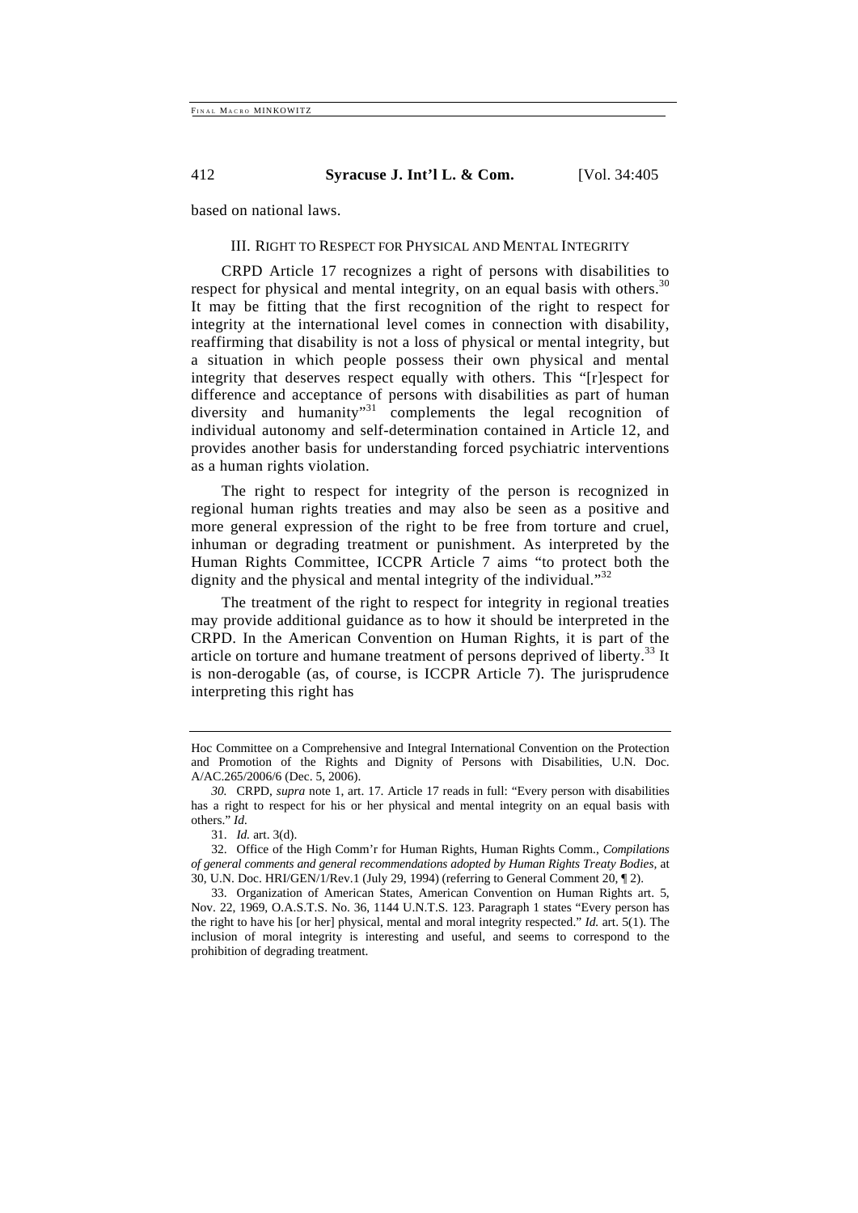based on national laws.

### III. Right to Respect for Physical and Mental Integrity

CRPD Article 17 recognizes a right of persons with disabilities to respect for physical and mental integrity, on an equal basis with others.[30] It may be fitting that the first recognition of the right to respect for integrity at the international level comes in connection with disability, reaffirming that disability is not a loss of physical or mental integrity, but a situation in which people possess their own physical and mental integrity that deserves respect equally with others. This "[r]espect for difference and acceptance of persons with disabilities as part of human diversity and humanity"[31] complements the legal recognition of individual autonomy and self-determination contained in Article 12, and provides another basis for understanding forced psychiatric interventions as a human rights violation.

The right to respect for integrity of the person is recognized in regional human rights treaties and may also be seen as a positive and more general expression of the right to be free from torture and cruel, inhuman or degrading treatment or punishment. As interpreted by the Human Rights Committee, ICCPR Article 7 aims "to protect both the dignity and the physical and mental integrity of the individual."[32]

The treatment of the right to respect for integrity in regional treaties may provide additional guidance as to how it should be interpreted in the CRPD. In the American Convention on Human Rights, it is part of the article on torture and humane treatment of persons deprived of liberty.[33] It is non-derogable (as, of course, is ICCPR Article 7). The jurisprudence interpreting this right has

---

Hoc Committee on a Comprehensive and Integral International Convention on the Protection and Promotion of the Rights and Dignity of Persons with Disabilities, U.N. Doc. A/AC.265/2006/6 (Dec. 5, 2006).

*30.* CRPD, *supra* note 1, art. 17. Article 17 reads in full: "Every person with disabilities has a right to respect for his or her physical and mental integrity on an equal basis with others." *Id.*

31. *Id.* art. 3(d).

32. Office of the High Comm'r for Human Rights, Human Rights Comm., *Compilations of general comments and general recommendations adopted by Human Rights Treaty Bodies*, at 30, U.N. Doc. HRI/GEN/1/Rev.1 (July 29, 1994) (referring to General Comment 20, ¶ 2).

33. Organization of American States, American Convention on Human Rights art. 5, Nov. 22, 1969, O.A.S.T.S. No. 36, 1144 U.N.T.S. 123. Paragraph 1 states "Every person has the right to have his [or her] physical, mental and moral integrity respected." *Id.* art. 5(1). The inclusion of moral integrity is interesting and useful, and seems to correspond to the prohibition of degrading treatment.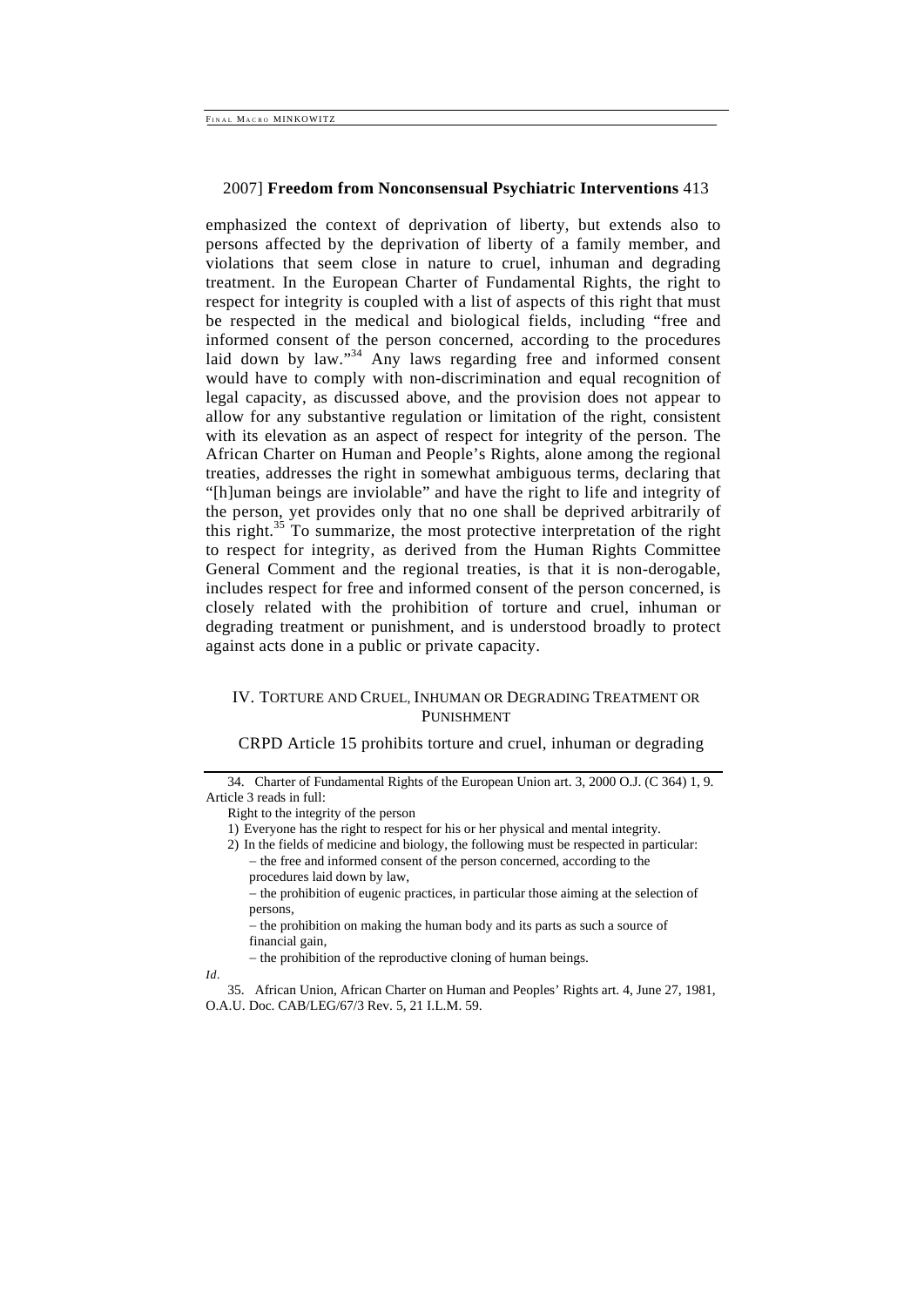emphasized the context of deprivation of liberty, but extends also to persons affected by the deprivation of liberty of a family member, and violations that seem close in nature to cruel, inhuman and degrading treatment. In the European Charter of Fundamental Rights, the right to respect for integrity is coupled with a list of aspects of this right that must be respected in the medical and biological fields, including "free and informed consent of the person concerned, according to the procedures laid down by law."[34] Any laws regarding free and informed consent would have to comply with non-discrimination and equal recognition of legal capacity, as discussed above, and the provision does not appear to allow for any substantive regulation or limitation of the right, consistent with its elevation as an aspect of respect for integrity of the person. The African Charter on Human and People's Rights, alone among the regional treaties, addresses the right in somewhat ambiguous terms, declaring that "[h]uman beings are inviolable" and have the right to life and integrity of the person, yet provides only that no one shall be deprived arbitrarily of this right.[35] To summarize, the most protective interpretation of the right to respect for integrity, as derived from the Human Rights Committee General Comment and the regional treaties, is that it is non-derogable, includes respect for free and informed consent of the person concerned, is closely related with the prohibition of torture and cruel, inhuman or degrading treatment or punishment, and is understood broadly to protect against acts done in a public or private capacity.

## IV. Torture and Cruel, Inhuman or Degrading Treatment or Punishment

CRPD Article 15 prohibits torture and cruel, inhuman or degrading

---

34. Charter of Fundamental Rights of the European Union art. 3, 2000 O.J. (C 364) 1, 9. Article 3 reads in full:

Right to the integrity of the person

1) Everyone has the right to respect for his or her physical and mental integrity.

2) In the fields of medicine and biology, the following must be respected in particular:
 – the free and informed consent of the person concerned, according to the procedures laid down by law,
 – the prohibition of eugenic practices, in particular those aiming at the selection of persons,
 – the prohibition on making the human body and its parts as such a source of financial gain,
 – the prohibition of the reproductive cloning of human beings.

*Id*.

35. African Union, African Charter on Human and Peoples' Rights art. 4, June 27, 1981, O.A.U. Doc. CAB/LEG/67/3 Rev. 5, 21 I.L.M. 59.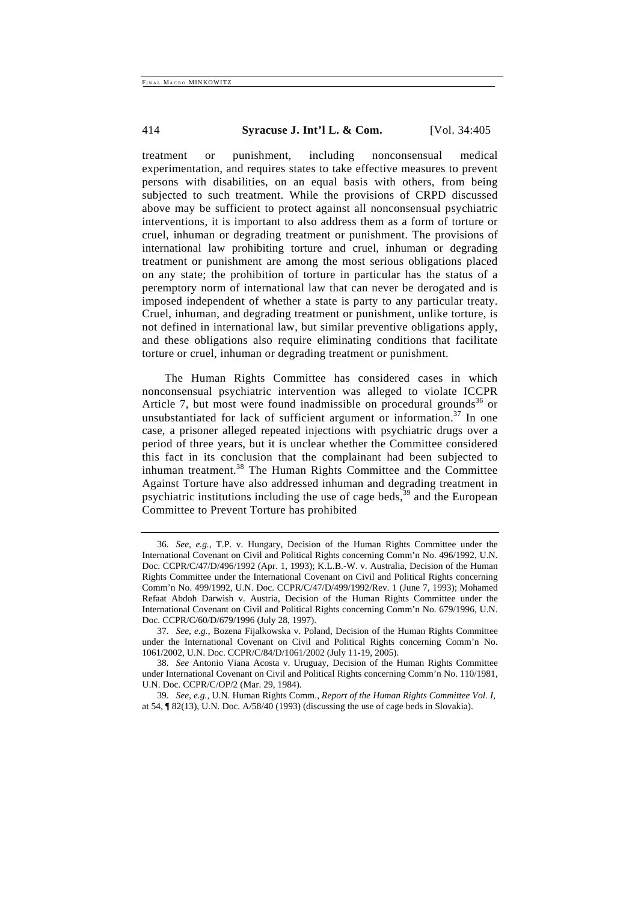treatment or punishment, including nonconsensual medical experimentation, and requires states to take effective measures to prevent persons with disabilities, on an equal basis with others, from being subjected to such treatment. While the provisions of CRPD discussed above may be sufficient to protect against all nonconsensual psychiatric interventions, it is important to also address them as a form of torture or cruel, inhuman or degrading treatment or punishment. The provisions of international law prohibiting torture and cruel, inhuman or degrading treatment or punishment are among the most serious obligations placed on any state; the prohibition of torture in particular has the status of a peremptory norm of international law that can never be derogated and is imposed independent of whether a state is party to any particular treaty. Cruel, inhuman, and degrading treatment or punishment, unlike torture, is not defined in international law, but similar preventive obligations apply, and these obligations also require eliminating conditions that facilitate torture or cruel, inhuman or degrading treatment or punishment.

The Human Rights Committee has considered cases in which nonconsensual psychiatric intervention was alleged to violate ICCPR Article 7, but most were found inadmissible on procedural grounds[36] or unsubstantiated for lack of sufficient argument or information.[37] In one case, a prisoner alleged repeated injections with psychiatric drugs over a period of three years, but it is unclear whether the Committee considered this fact in its conclusion that the complainant had been subjected to inhuman treatment.[38] The Human Rights Committee and the Committee Against Torture have also addressed inhuman and degrading treatment in psychiatric institutions including the use of cage beds,[39] and the European Committee to Prevent Torture has prohibited

---

36. *See, e.g.,* T.P. v. Hungary, Decision of the Human Rights Committee under the International Covenant on Civil and Political Rights concerning Comm'n No. 496/1992, U.N. Doc. CCPR/C/47/D/496/1992 (Apr. 1, 1993); K.L.B.-W. v. Australia, Decision of the Human Rights Committee under the International Covenant on Civil and Political Rights concerning Comm'n No. 499/1992, U.N. Doc. CCPR/C/47/D/499/1992/Rev. 1 (June 7, 1993); Mohamed Refaat Abdoh Darwish v. Austria, Decision of the Human Rights Committee under the International Covenant on Civil and Political Rights concerning Comm'n No. 679/1996, U.N. Doc. CCPR/C/60/D/679/1996 (July 28, 1997).

37. *See, e.g.,* Bozena Fijalkowska v. Poland, Decision of the Human Rights Committee under the International Covenant on Civil and Political Rights concerning Comm'n No. 1061/2002, U.N. Doc. CCPR/C/84/D/1061/2002 (July 11-19, 2005).

38. *See* Antonio Viana Acosta v. Uruguay, Decision of the Human Rights Committee under International Covenant on Civil and Political Rights concerning Comm'n No. 110/1981, U.N. Doc. CCPR/C/OP/2 (Mar. 29, 1984).

39. *See, e.g.,* U.N. Human Rights Comm., *Report of the Human Rights Committee Vol. I,* at 54, ¶ 82(13), U.N. Doc. A/58/40 (1993) (discussing the use of cage beds in Slovakia).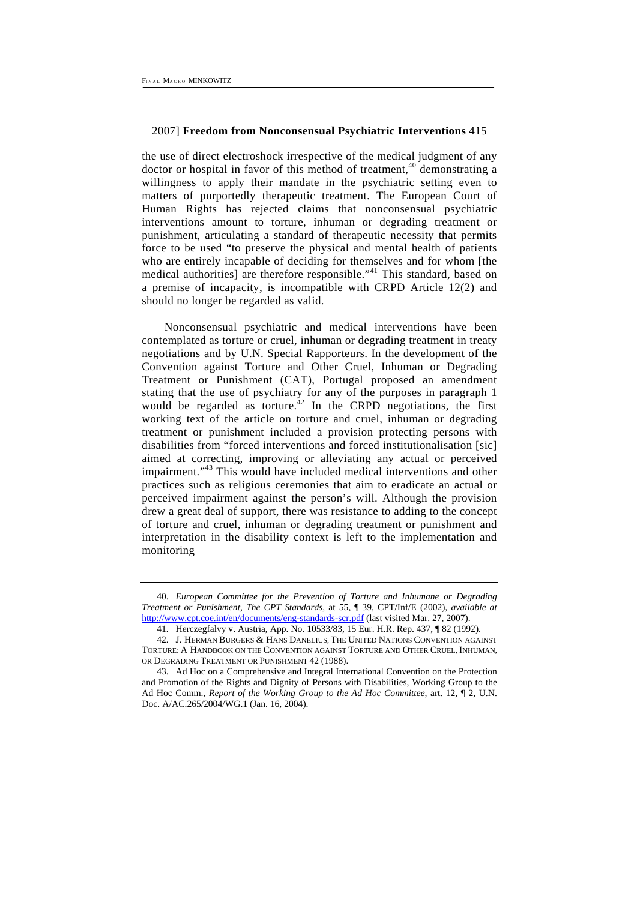the use of direct electroshock irrespective of the medical judgment of any doctor or hospital in favor of this method of treatment,[40] demonstrating a willingness to apply their mandate in the psychiatric setting even to matters of purportedly therapeutic treatment. The European Court of Human Rights has rejected claims that nonconsensual psychiatric interventions amount to torture, inhuman or degrading treatment or punishment, articulating a standard of therapeutic necessity that permits force to be used "to preserve the physical and mental health of patients who are entirely incapable of deciding for themselves and for whom [the medical authorities] are therefore responsible."[41] This standard, based on a premise of incapacity, is incompatible with CRPD Article 12(2) and should no longer be regarded as valid.

Nonconsensual psychiatric and medical interventions have been contemplated as torture or cruel, inhuman or degrading treatment in treaty negotiations and by U.N. Special Rapporteurs. In the development of the Convention against Torture and Other Cruel, Inhuman or Degrading Treatment or Punishment (CAT), Portugal proposed an amendment stating that the use of psychiatry for any of the purposes in paragraph 1 would be regarded as torture.[42] In the CRPD negotiations, the first working text of the article on torture and cruel, inhuman or degrading treatment or punishment included a provision protecting persons with disabilities from "forced interventions and forced institutionalisation [sic] aimed at correcting, improving or alleviating any actual or perceived impairment."[43] This would have included medical interventions and other practices such as religious ceremonies that aim to eradicate an actual or perceived impairment against the person's will. Although the provision drew a great deal of support, there was resistance to adding to the concept of torture and cruel, inhuman or degrading treatment or punishment and interpretation in the disability context is left to the implementation and monitoring

---

40. *European Committee for the Prevention of Torture and Inhumane or Degrading Treatment or Punishment, The CPT Standards*, at 55, ¶ 39, CPT/Inf/E (2002), *available at* http://www.cpt.coe.int/en/documents/eng-standards-scr.pdf (last visited Mar. 27, 2007).

41. Herczegfalvy v. Austria, App. No. 10533/83, 15 Eur. H.R. Rep. 437, ¶ 82 (1992).

42. J. HERMAN BURGERS & HANS DANELIUS, THE UNITED NATIONS CONVENTION AGAINST TORTURE: A HANDBOOK ON THE CONVENTION AGAINST TORTURE AND OTHER CRUEL, INHUMAN, OR DEGRADING TREATMENT OR PUNISHMENT 42 (1988).

43. Ad Hoc on a Comprehensive and Integral International Convention on the Protection and Promotion of the Rights and Dignity of Persons with Disabilities, Working Group to the Ad Hoc Comm., *Report of the Working Group to the Ad Hoc Committee*, art. 12, ¶ 2, U.N. Doc. A/AC.265/2004/WG.1 (Jan. 16, 2004).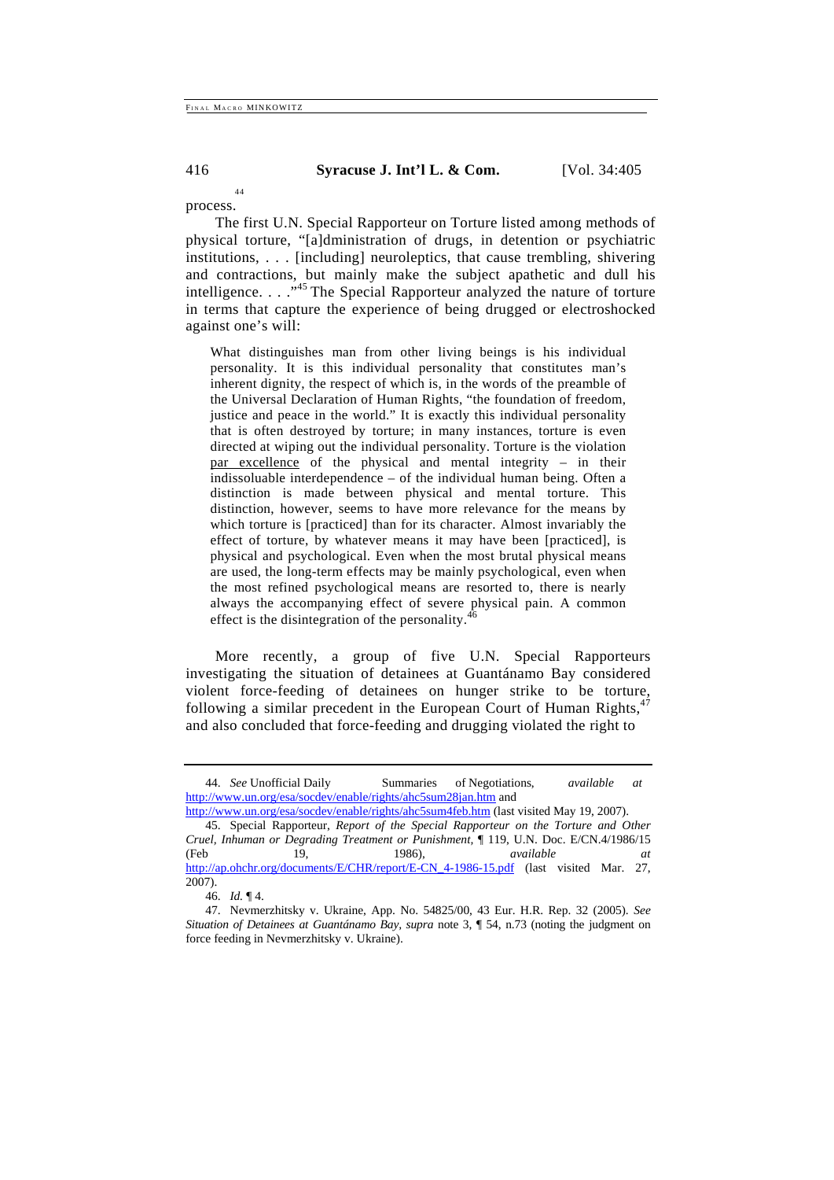process.[44]

The first U.N. Special Rapporteur on Torture listed among methods of physical torture, "[a]dministration of drugs, in detention or psychiatric institutions, . . . [including] neuroleptics, that cause trembling, shivering and contractions, but mainly make the subject apathetic and dull his intelligence. . . ."[45] The Special Rapporteur analyzed the nature of torture in terms that capture the experience of being drugged or electroshocked against one's will:

> What distinguishes man from other living beings is his individual personality. It is this individual personality that constitutes man's inherent dignity, the respect of which is, in the words of the preamble of the Universal Declaration of Human Rights, "the foundation of freedom, justice and peace in the world." It is exactly this individual personality that is often destroyed by torture; in many instances, torture is even directed at wiping out the individual personality. Torture is the violation par excellence of the physical and mental integrity – in their indissoluable interdependence – of the individual human being. Often a distinction is made between physical and mental torture. This distinction, however, seems to have more relevance for the means by which torture is [practiced] than for its character. Almost invariably the effect of torture, by whatever means it may have been [practiced], is physical and psychological. Even when the most brutal physical means are used, the long-term effects may be mainly psychological, even when the most refined psychological means are resorted to, there is nearly always the accompanying effect of severe physical pain. A common effect is the disintegration of the personality.[46]

More recently, a group of five U.N. Special Rapporteurs investigating the situation of detainees at Guantánamo Bay considered violent force-feeding of detainees on hunger strike to be torture, following a similar precedent in the European Court of Human Rights,[47] and also concluded that force-feeding and drugging violated the right to

---

44. *See* Unofficial Daily Summaries of Negotiations, *available at* http://www.un.org/esa/socdev/enable/rights/ahc5sum28jan.htm and http://www.un.org/esa/socdev/enable/rights/ahc5sum4feb.htm (last visited May 19, 2007).

45. Special Rapporteur, *Report of the Special Rapporteur on the Torture and Other Cruel, Inhuman or Degrading Treatment or Punishment,* ¶ 119, U.N. Doc. E/CN.4/1986/15 (Feb 19, 1986), *available at* http://ap.ohchr.org/documents/E/CHR/report/E-CN_4-1986-15.pdf (last visited Mar. 27, 2007).

46. *Id.* ¶ 4.

47. Nevmerzhitsky v. Ukraine, App. No. 54825/00, 43 Eur. H.R. Rep. 32 (2005). *See Situation of Detainees at Guantánamo Bay, supra* note 3, ¶ 54, n.73 (noting the judgment on force feeding in Nevmerzhitsky v. Ukraine).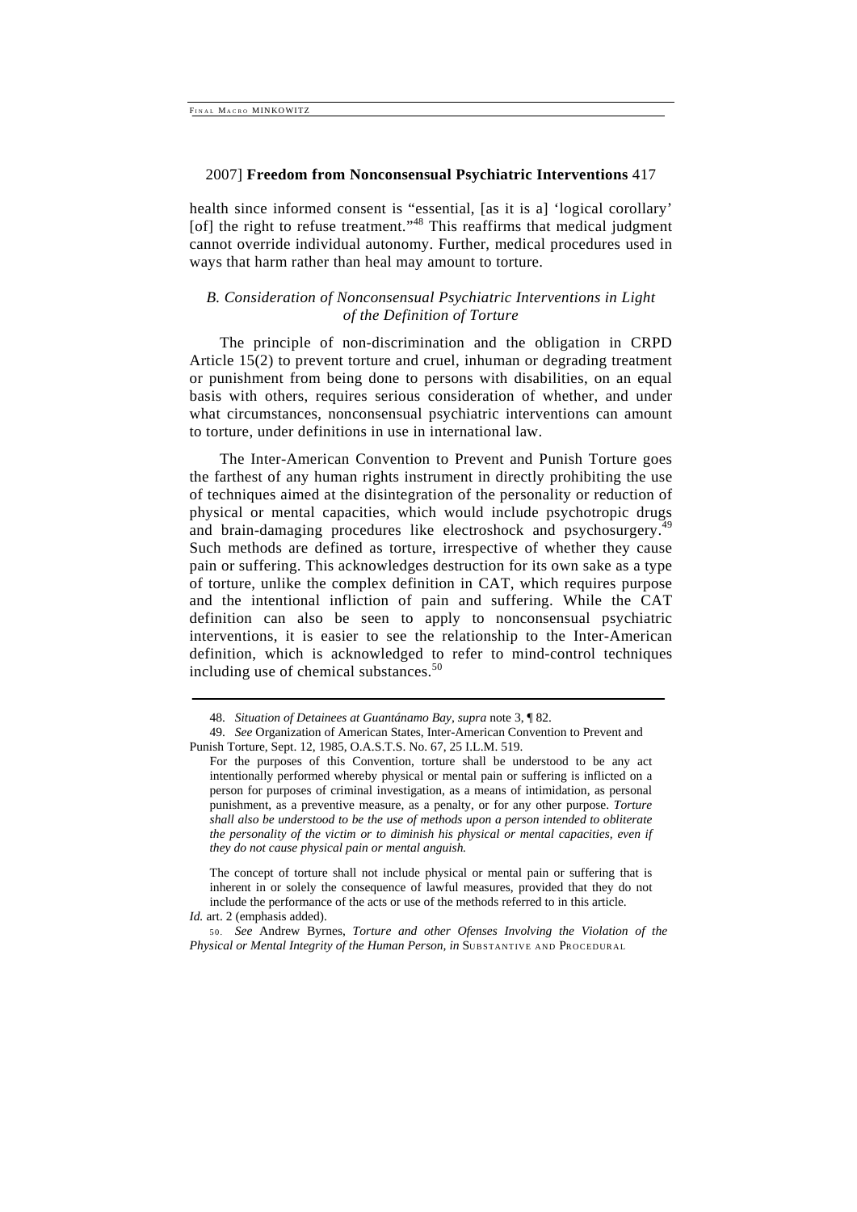health since informed consent is "essential, [as it is a] 'logical corollary' [of] the right to refuse treatment."[48] This reaffirms that medical judgment cannot override individual autonomy. Further, medical procedures used in ways that harm rather than heal may amount to torture.

### *B. Consideration of Nonconsensual Psychiatric Interventions in Light of the Definition of Torture*

The principle of non-discrimination and the obligation in CRPD Article 15(2) to prevent torture and cruel, inhuman or degrading treatment or punishment from being done to persons with disabilities, on an equal basis with others, requires serious consideration of whether, and under what circumstances, nonconsensual psychiatric interventions can amount to torture, under definitions in use in international law.

The Inter-American Convention to Prevent and Punish Torture goes the farthest of any human rights instrument in directly prohibiting the use of techniques aimed at the disintegration of the personality or reduction of physical or mental capacities, which would include psychotropic drugs and brain-damaging procedures like electroshock and psychosurgery.[49] Such methods are defined as torture, irrespective of whether they cause pain or suffering. This acknowledges destruction for its own sake as a type of torture, unlike the complex definition in CAT, which requires purpose and the intentional infliction of pain and suffering. While the CAT definition can also be seen to apply to nonconsensual psychiatric interventions, it is easier to see the relationship to the Inter-American definition, which is acknowledged to refer to mind-control techniques including use of chemical substances.[50]

---

48. *Situation of Detainees at Guantánamo Bay*, *supra* note 3, ¶ 82.

49. *See* Organization of American States, Inter-American Convention to Prevent and Punish Torture, Sept. 12, 1985, O.A.S.T.S. No. 67, 25 I.L.M. 519.

> For the purposes of this Convention, torture shall be understood to be any act intentionally performed whereby physical or mental pain or suffering is inflicted on a person for purposes of criminal investigation, as a means of intimidation, as personal punishment, as a preventive measure, as a penalty, or for any other purpose. *Torture shall also be understood to be the use of methods upon a person intended to obliterate the personality of the victim or to diminish his physical or mental capacities, even if they do not cause physical pain or mental anguish.*
>
> The concept of torture shall not include physical or mental pain or suffering that is inherent in or solely the consequence of lawful measures, provided that they do not include the performance of the acts or use of the methods referred to in this article.

*Id.* art. 2 (emphasis added).

50. *See* Andrew Byrnes, *Torture and other Ofenses Involving the Violation of the Physical or Mental Integrity of the Human Person*, *in* SUBSTANTIVE AND PROCEDURAL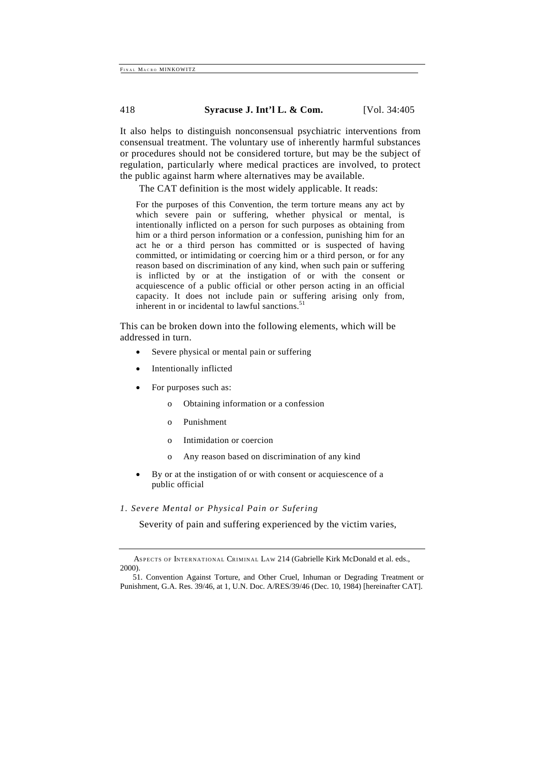It also helps to distinguish nonconsensual psychiatric interventions from consensual treatment. The voluntary use of inherently harmful substances or procedures should not be considered torture, but may be the subject of regulation, particularly where medical practices are involved, to protect the public against harm where alternatives may be available.

The CAT definition is the most widely applicable. It reads:

> For the purposes of this Convention, the term torture means any act by which severe pain or suffering, whether physical or mental, is intentionally inflicted on a person for such purposes as obtaining from him or a third person information or a confession, punishing him for an act he or a third person has committed or is suspected of having committed, or intimidating or coercing him or a third person, or for any reason based on discrimination of any kind, when such pain or suffering is inflicted by or at the instigation of or with the consent or acquiescence of a public official or other person acting in an official capacity. It does not include pain or suffering arising only from, inherent in or incidental to lawful sanctions.[51]

This can be broken down into the following elements, which will be addressed in turn.

- Severe physical or mental pain or suffering
- Intentionally inflicted
- For purposes such as:
  - Obtaining information or a confession
  - Punishment
  - Intimidation or coercion
  - Any reason based on discrimination of any kind
- By or at the instigation of or with consent or acquiescence of a public official

*1. Severe Mental or Physical Pain or Sufering*

Severity of pain and suffering experienced by the victim varies,

---

ASPECTS OF INTERNATIONAL CRIMINAL LAW 214 (Gabrielle Kirk McDonald et al. eds., 2000).

51. Convention Against Torture, and Other Cruel, Inhuman or Degrading Treatment or Punishment, G.A. Res. 39/46, at 1, U.N. Doc. A/RES/39/46 (Dec. 10, 1984) [hereinafter CAT].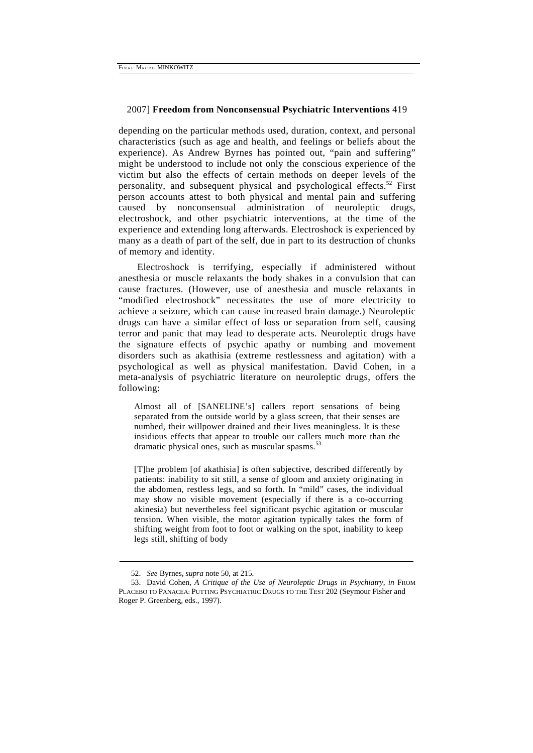depending on the particular methods used, duration, context, and personal characteristics (such as age and health, and feelings or beliefs about the experience). As Andrew Byrnes has pointed out, "pain and suffering" might be understood to include not only the conscious experience of the victim but also the effects of certain methods on deeper levels of the personality, and subsequent physical and psychological effects.[52] First person accounts attest to both physical and mental pain and suffering caused by nonconsensual administration of neuroleptic drugs, electroshock, and other psychiatric interventions, at the time of the experience and extending long afterwards. Electroshock is experienced by many as a death of part of the self, due in part to its destruction of chunks of memory and identity.

Electroshock is terrifying, especially if administered without anesthesia or muscle relaxants the body shakes in a convulsion that can cause fractures. (However, use of anesthesia and muscle relaxants in "modified electroshock" necessitates the use of more electricity to achieve a seizure, which can cause increased brain damage.) Neuroleptic drugs can have a similar effect of loss or separation from self, causing terror and panic that may lead to desperate acts. Neuroleptic drugs have the signature effects of psychic apathy or numbing and movement disorders such as akathisia (extreme restlessness and agitation) with a psychological as well as physical manifestation. David Cohen, in a meta-analysis of psychiatric literature on neuroleptic drugs, offers the following:

> Almost all of [SANELINE's] callers report sensations of being separated from the outside world by a glass screen, that their senses are numbed, their willpower drained and their lives meaningless. It is these insidious effects that appear to trouble our callers much more than the dramatic physical ones, such as muscular spasms.[53]
>
> [T]he problem [of akathisia] is often subjective, described differently by patients: inability to sit still, a sense of gloom and anxiety originating in the abdomen, restless legs, and so forth. In "mild" cases, the individual may show no visible movement (especially if there is a co-occurring akinesia) but nevertheless feel significant psychic agitation or muscular tension. When visible, the motor agitation typically takes the form of shifting weight from foot to foot or walking on the spot, inability to keep legs still, shifting of body

---

52. *See* Byrnes, *supra* note 50, at 215.

53. David Cohen, *A Critique of the Use of Neuroleptic Drugs in Psychiatry*, *in* FROM PLACEBO TO PANACEA: PUTTING PSYCHIATRIC DRUGS TO THE TEST 202 (Seymour Fisher and Roger P. Greenberg, eds., 1997).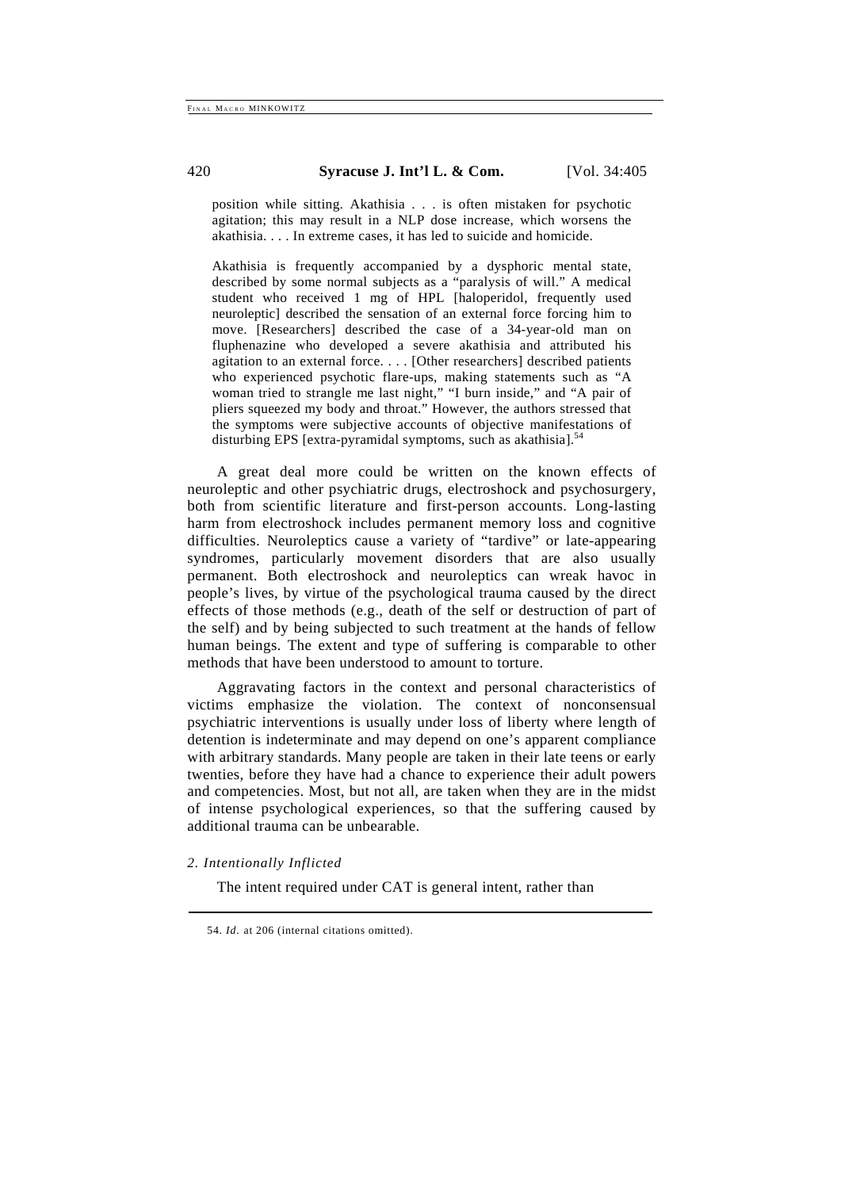> position while sitting. Akathisia . . . is often mistaken for psychotic agitation; this may result in a NLP dose increase, which worsens the akathisia. . . . In extreme cases, it has led to suicide and homicide.
>
> Akathisia is frequently accompanied by a dysphoric mental state, described by some normal subjects as a "paralysis of will." A medical student who received 1 mg of HPL [haloperidol, frequently used neuroleptic] described the sensation of an external force forcing him to move. [Researchers] described the case of a 34-year-old man on fluphenazine who developed a severe akathisia and attributed his agitation to an external force. . . . [Other researchers] described patients who experienced psychotic flare-ups, making statements such as "A woman tried to strangle me last night," "I burn inside," and "A pair of pliers squeezed my body and throat." However, the authors stressed that the symptoms were subjective accounts of objective manifestations of disturbing EPS [extra-pyramidal symptoms, such as akathisia].[54]

A great deal more could be written on the known effects of neuroleptic and other psychiatric drugs, electroshock and psychosurgery, both from scientific literature and first-person accounts. Long-lasting harm from electroshock includes permanent memory loss and cognitive difficulties. Neuroleptics cause a variety of "tardive" or late-appearing syndromes, particularly movement disorders that are also usually permanent. Both electroshock and neuroleptics can wreak havoc in people's lives, by virtue of the psychological trauma caused by the direct effects of those methods (e.g., death of the self or destruction of part of the self) and by being subjected to such treatment at the hands of fellow human beings. The extent and type of suffering is comparable to other methods that have been understood to amount to torture.

Aggravating factors in the context and personal characteristics of victims emphasize the violation. The context of nonconsensual psychiatric interventions is usually under loss of liberty where length of detention is indeterminate and may depend on one's apparent compliance with arbitrary standards. Many people are taken in their late teens or early twenties, before they have had a chance to experience their adult powers and competencies. Most, but not all, are taken when they are in the midst of intense psychological experiences, so that the suffering caused by additional trauma can be unbearable.

*2. Intentionally Inflicted*

The intent required under CAT is general intent, rather than

---

54. *Id.* at 206 (internal citations omitted).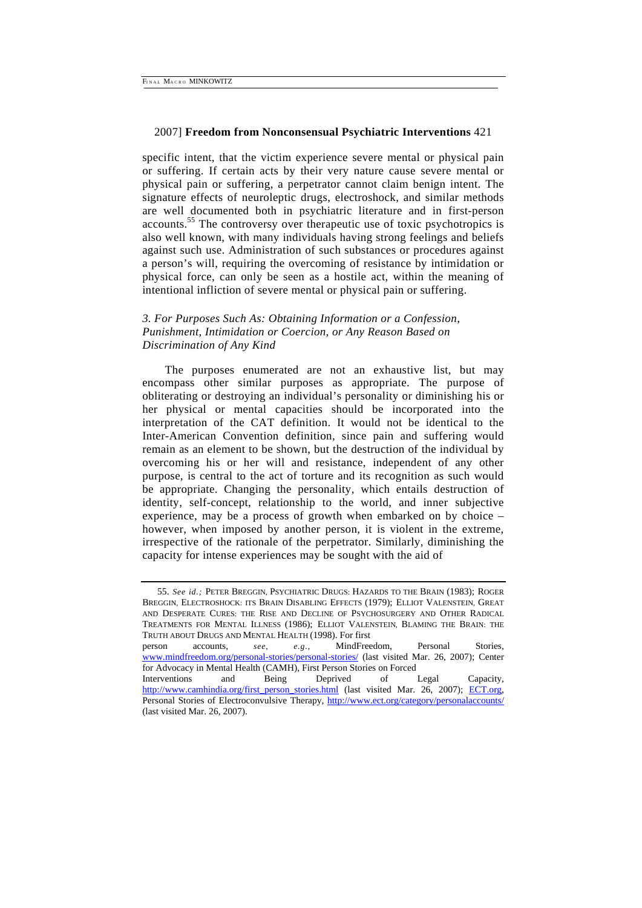specific intent, that the victim experience severe mental or physical pain or suffering. If certain acts by their very nature cause severe mental or physical pain or suffering, a perpetrator cannot claim benign intent. The signature effects of neuroleptic drugs, electroshock, and similar methods are well documented both in psychiatric literature and in first-person accounts.[55] The controversy over therapeutic use of toxic psychotropics is also well known, with many individuals having strong feelings and beliefs against such use. Administration of such substances or procedures against a person's will, requiring the overcoming of resistance by intimidation or physical force, can only be seen as a hostile act, within the meaning of intentional infliction of severe mental or physical pain or suffering.

### *3. For Purposes Such As: Obtaining Information or a Confession, Punishment, Intimidation or Coercion, or Any Reason Based on Discrimination of Any Kind*

The purposes enumerated are not an exhaustive list, but may encompass other similar purposes as appropriate. The purpose of obliterating or destroying an individual's personality or diminishing his or her physical or mental capacities should be incorporated into the interpretation of the CAT definition. It would not be identical to the Inter-American Convention definition, since pain and suffering would remain as an element to be shown, but the destruction of the individual by overcoming his or her will and resistance, independent of any other purpose, is central to the act of torture and its recognition as such would be appropriate. Changing the personality, which entails destruction of identity, self-concept, relationship to the world, and inner subjective experience, may be a process of growth when embarked on by choice – however, when imposed by another person, it is violent in the extreme, irrespective of the rationale of the perpetrator. Similarly, diminishing the capacity for intense experiences may be sought with the aid of

---

55. *See id.;* PETER BREGGIN, PSYCHIATRIC DRUGS: HAZARDS TO THE BRAIN (1983); ROGER BREGGIN, ELECTROSHOCK: ITS BRAIN DISABLING EFFECTS (1979); ELLIOT VALENSTEIN, GREAT AND DESPERATE CURES: THE RISE AND DECLINE OF PSYCHOSURGERY AND OTHER RADICAL TREATMENTS FOR MENTAL ILLNESS (1986); ELLIOT VALENSTEIN, BLAMING THE BRAIN: THE TRUTH ABOUT DRUGS AND MENTAL HEALTH (1998). For first person accounts, *see, e.g.,* MindFreedom, Personal Stories, www.mindfreedom.org/personal-stories/personal-stories/ (last visited Mar. 26, 2007); Center for Advocacy in Mental Health (CAMH), First Person Stories on Forced Interventions and Being Deprived of Legal Capacity, http://www.camhindia.org/first_person_stories.html (last visited Mar. 26, 2007); ECT.org, Personal Stories of Electroconvulsive Therapy, http://www.ect.org/category/personalaccounts/ (last visited Mar. 26, 2007).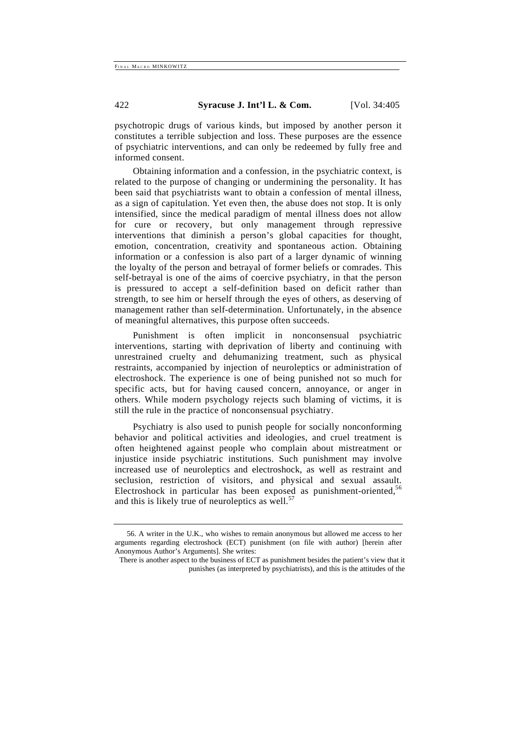psychotropic drugs of various kinds, but imposed by another person it constitutes a terrible subjection and loss. These purposes are the essence of psychiatric interventions, and can only be redeemed by fully free and informed consent.

Obtaining information and a confession, in the psychiatric context, is related to the purpose of changing or undermining the personality. It has been said that psychiatrists want to obtain a confession of mental illness, as a sign of capitulation. Yet even then, the abuse does not stop. It is only intensified, since the medical paradigm of mental illness does not allow for cure or recovery, but only management through repressive interventions that diminish a person's global capacities for thought, emotion, concentration, creativity and spontaneous action. Obtaining information or a confession is also part of a larger dynamic of winning the loyalty of the person and betrayal of former beliefs or comrades. This self-betrayal is one of the aims of coercive psychiatry, in that the person is pressured to accept a self-definition based on deficit rather than strength, to see him or herself through the eyes of others, as deserving of management rather than self-determination. Unfortunately, in the absence of meaningful alternatives, this purpose often succeeds.

Punishment is often implicit in nonconsensual psychiatric interventions, starting with deprivation of liberty and continuing with unrestrained cruelty and dehumanizing treatment, such as physical restraints, accompanied by injection of neuroleptics or administration of electroshock. The experience is one of being punished not so much for specific acts, but for having caused concern, annoyance, or anger in others. While modern psychology rejects such blaming of victims, it is still the rule in the practice of nonconsensual psychiatry.

Psychiatry is also used to punish people for socially nonconforming behavior and political activities and ideologies, and cruel treatment is often heightened against people who complain about mistreatment or injustice inside psychiatric institutions. Such punishment may involve increased use of neuroleptics and electroshock, as well as restraint and seclusion, restriction of visitors, and physical and sexual assault. Electroshock in particular has been exposed as punishment-oriented,[56] and this is likely true of neuroleptics as well.[57]

---

56. A writer in the U.K., who wishes to remain anonymous but allowed me access to her arguments regarding electroshock (ECT) punishment (on file with author) [herein after Anonymous Author's Arguments]. She writes:

> There is another aspect to the business of ECT as punishment besides the patient's view that it punishes (as interpreted by psychiatrists), and this is the attitudes of the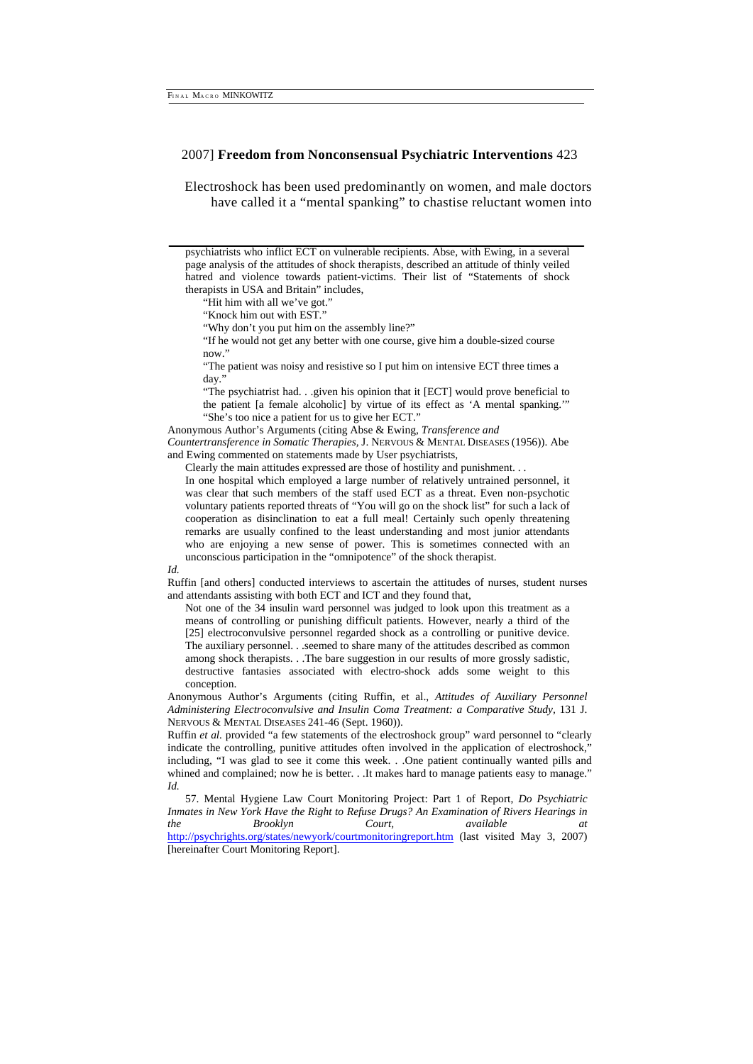Electroshock has been used predominantly on women, and male doctors have called it a "mental spanking" to chastise reluctant women into

---

psychiatrists who inflict ECT on vulnerable recipients. Abse, with Ewing, in a several page analysis of the attitudes of shock therapists, described an attitude of thinly veiled hatred and violence towards patient-victims. Their list of "Statements of shock therapists in USA and Britain" includes,

> "Hit him with all we've got."
>
> "Knock him out with EST."
>
> "Why don't you put him on the assembly line?"
>
> "If he would not get any better with one course, give him a double-sized course now."
>
> "The patient was noisy and resistive so I put him on intensive ECT three times a day."
>
> "The psychiatrist had. . .given his opinion that it [ECT] would prove beneficial to the patient [a female alcoholic] by virtue of its effect as 'A mental spanking.'"
>
> "She's too nice a patient for us to give her ECT."

Anonymous Author's Arguments (citing Abse & Ewing, *Transference and Countertransference in Somatic Therapies*, J. NERVOUS & MENTAL DISEASES (1956)). Abe and Ewing commented on statements made by User psychiatrists,

> Clearly the main attitudes expressed are those of hostility and punishment. . .
>
> In one hospital which employed a large number of relatively untrained personnel, it was clear that such members of the staff used ECT as a threat. Even non-psychotic voluntary patients reported threats of "You will go on the shock list" for such a lack of cooperation as disinclination to eat a full meal! Certainly such openly threatening remarks are usually confined to the least understanding and most junior attendants who are enjoying a new sense of power. This is sometimes connected with an unconscious participation in the "omnipotence" of the shock therapist.

*Id.*

Ruffin [and others] conducted interviews to ascertain the attitudes of nurses, student nurses and attendants assisting with both ECT and ICT and they found that,

> Not one of the 34 insulin ward personnel was judged to look upon this treatment as a means of controlling or punishing difficult patients. However, nearly a third of the [25] electroconvulsive personnel regarded shock as a controlling or punitive device. The auxiliary personnel. . .seemed to share many of the attitudes described as common among shock therapists. . .The bare suggestion in our results of more grossly sadistic, destructive fantasies associated with electro-shock adds some weight to this conception.

Anonymous Author's Arguments (citing Ruffin, et al., *Attitudes of Auxiliary Personnel Administering Electroconvulsive and Insulin Coma Treatment: a Comparative Study*, 131 J. NERVOUS & MENTAL DISEASES 241-46 (Sept. 1960)).

Ruffin *et al.* provided "a few statements of the electroshock group" ward personnel to "clearly indicate the controlling, punitive attitudes often involved in the application of electroshock," including, "I was glad to see it come this week. . .One patient continually wanted pills and whined and complained; now he is better. . .It makes hard to manage patients easy to manage." *Id.*

57. Mental Hygiene Law Court Monitoring Project: Part 1 of Report, *Do Psychiatric Inmates in New York Have the Right to Refuse Drugs? An Examination of Rivers Hearings in the Brooklyn Court*, *available at* http://psychrights.org/states/newyork/courtmonitoringreport.htm (last visited May 3, 2007) [hereinafter Court Monitoring Report].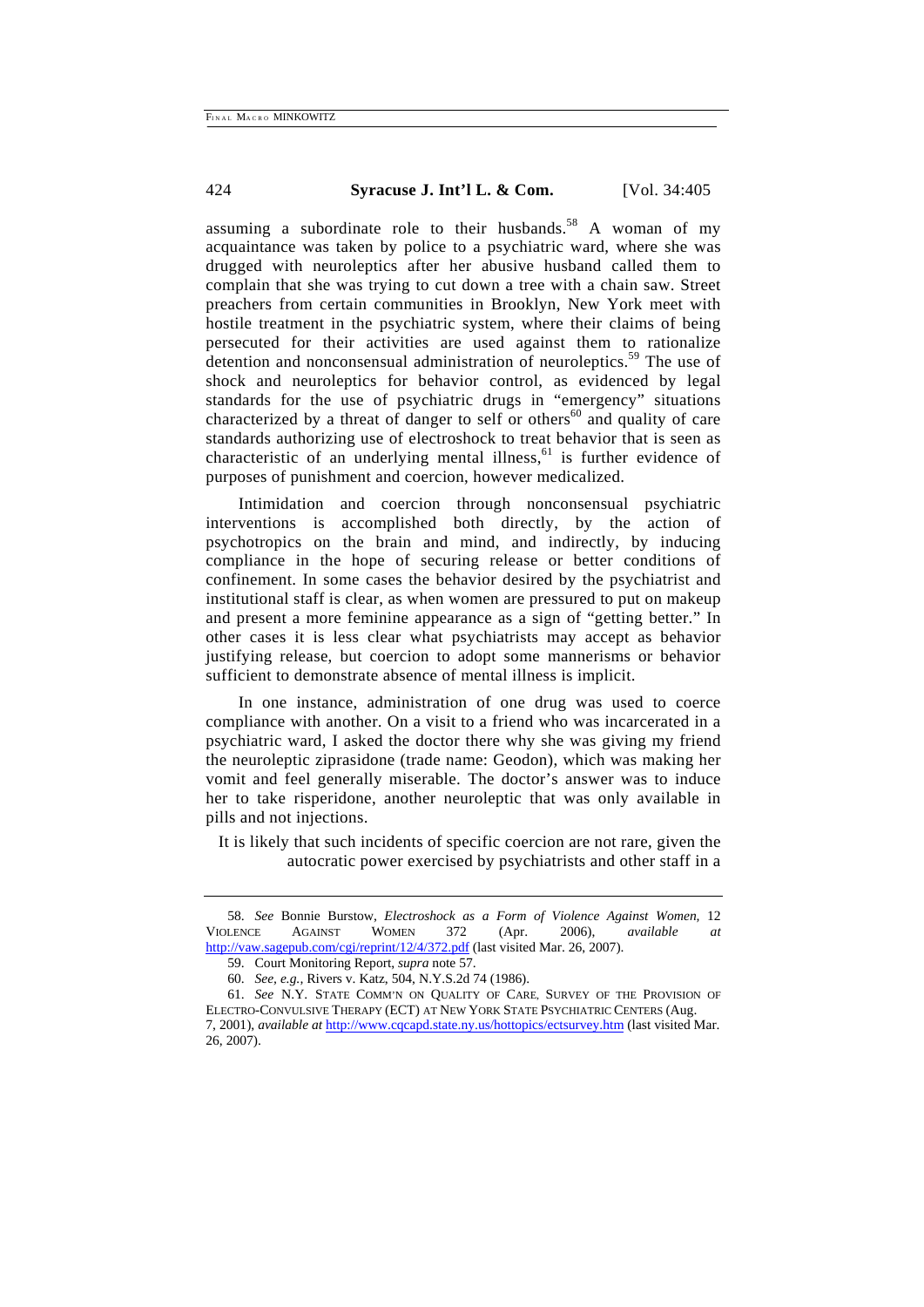assuming a subordinate role to their husbands.[58] A woman of my acquaintance was taken by police to a psychiatric ward, where she was drugged with neuroleptics after her abusive husband called them to complain that she was trying to cut down a tree with a chain saw. Street preachers from certain communities in Brooklyn, New York meet with hostile treatment in the psychiatric system, where their claims of being persecuted for their activities are used against them to rationalize detention and nonconsensual administration of neuroleptics.[59] The use of shock and neuroleptics for behavior control, as evidenced by legal standards for the use of psychiatric drugs in "emergency" situations characterized by a threat of danger to self or others[60] and quality of care standards authorizing use of electroshock to treat behavior that is seen as characteristic of an underlying mental illness,[61] is further evidence of purposes of punishment and coercion, however medicalized.

Intimidation and coercion through nonconsensual psychiatric interventions is accomplished both directly, by the action of psychotropics on the brain and mind, and indirectly, by inducing compliance in the hope of securing release or better conditions of confinement. In some cases the behavior desired by the psychiatrist and institutional staff is clear, as when women are pressured to put on makeup and present a more feminine appearance as a sign of "getting better." In other cases it is less clear what psychiatrists may accept as behavior justifying release, but coercion to adopt some mannerisms or behavior sufficient to demonstrate absence of mental illness is implicit.

In one instance, administration of one drug was used to coerce compliance with another. On a visit to a friend who was incarcerated in a psychiatric ward, I asked the doctor there why she was giving my friend the neuroleptic ziprasidone (trade name: Geodon), which was making her vomit and feel generally miserable. The doctor's answer was to induce her to take risperidone, another neuroleptic that was only available in pills and not injections.

It is likely that such incidents of specific coercion are not rare, given the autocratic power exercised by psychiatrists and other staff in a

---

58. *See* Bonnie Burstow, *Electroshock as a Form of Violence Against Women*, 12 VIOLENCE AGAINST WOMEN 372 (Apr. 2006), *available at* http://vaw.sagepub.com/cgi/reprint/12/4/372.pdf (last visited Mar. 26, 2007).

59. Court Monitoring Report, *supra* note 57.

60. *See, e.g.*, Rivers v. Katz, 504, N.Y.S.2d 74 (1986).

61. *See* N.Y. STATE COMM'N ON QUALITY OF CARE, SURVEY OF THE PROVISION OF ELECTRO-CONVULSIVE THERAPY (ECT) AT NEW YORK STATE PSYCHIATRIC CENTERS (Aug. 7, 2001), *available at* http://www.cqcapd.state.ny.us/hottopics/ectsurvey.htm (last visited Mar. 26, 2007).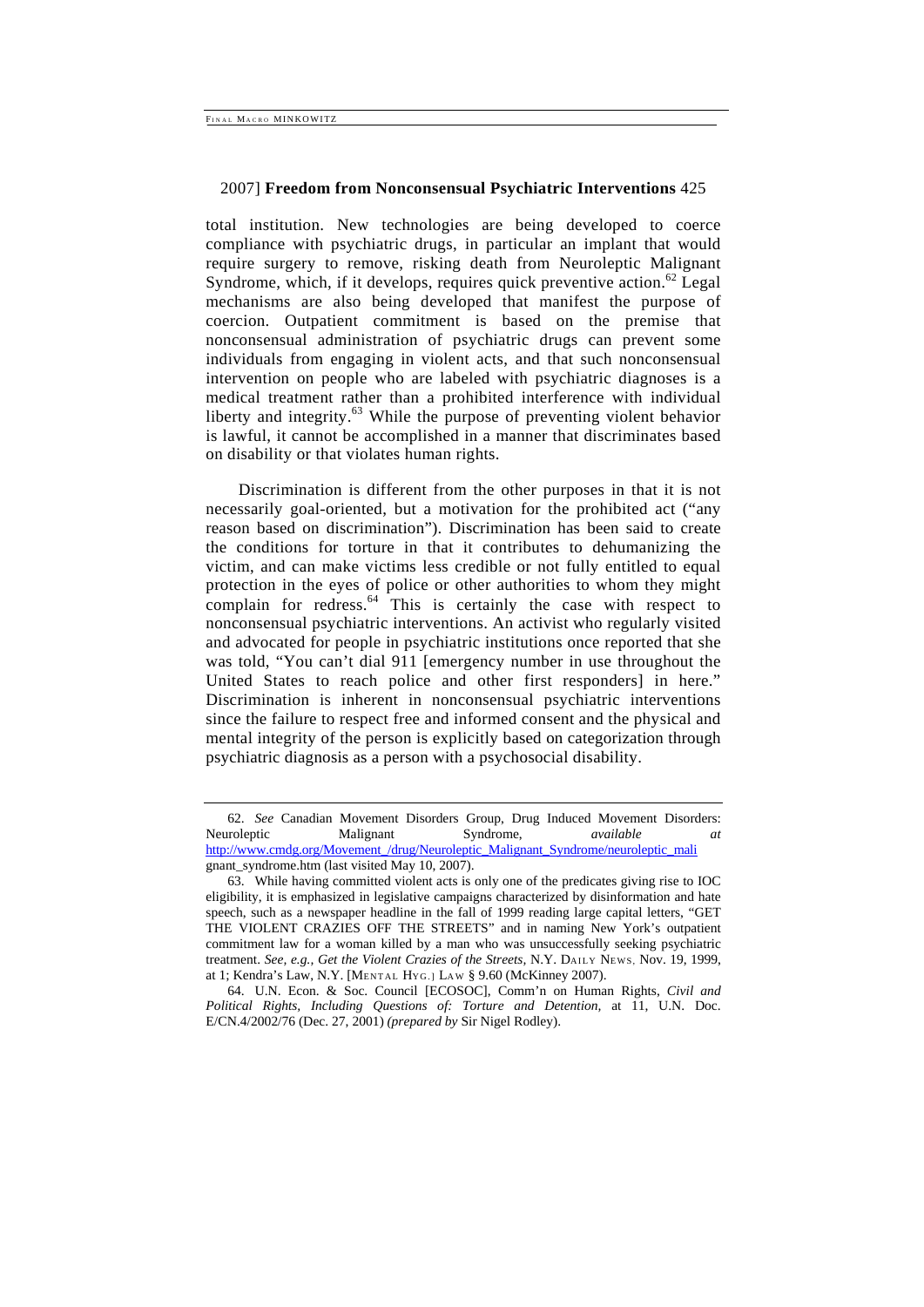total institution. New technologies are being developed to coerce compliance with psychiatric drugs, in particular an implant that would require surgery to remove, risking death from Neuroleptic Malignant Syndrome, which, if it develops, requires quick preventive action.[62] Legal mechanisms are also being developed that manifest the purpose of coercion. Outpatient commitment is based on the premise that nonconsensual administration of psychiatric drugs can prevent some individuals from engaging in violent acts, and that such nonconsensual intervention on people who are labeled with psychiatric diagnoses is a medical treatment rather than a prohibited interference with individual liberty and integrity.[63] While the purpose of preventing violent behavior is lawful, it cannot be accomplished in a manner that discriminates based on disability or that violates human rights.

Discrimination is different from the other purposes in that it is not necessarily goal-oriented, but a motivation for the prohibited act ("any reason based on discrimination"). Discrimination has been said to create the conditions for torture in that it contributes to dehumanizing the victim, and can make victims less credible or not fully entitled to equal protection in the eyes of police or other authorities to whom they might complain for redress.[64] This is certainly the case with respect to nonconsensual psychiatric interventions. An activist who regularly visited and advocated for people in psychiatric institutions once reported that she was told, "You can't dial 911 [emergency number in use throughout the United States to reach police and other first responders] in here." Discrimination is inherent in nonconsensual psychiatric interventions since the failure to respect free and informed consent and the physical and mental integrity of the person is explicitly based on categorization through psychiatric diagnosis as a person with a psychosocial disability.

---

62. *See* Canadian Movement Disorders Group, Drug Induced Movement Disorders: Neuroleptic Malignant Syndrome, *available at* http://www.cmdg.org/Movement_/drug/Neuroleptic_Malignant_Syndrome/neuroleptic_malignant_syndrome.htm (last visited May 10, 2007).

63. While having committed violent acts is only one of the predicates giving rise to IOC eligibility, it is emphasized in legislative campaigns characterized by disinformation and hate speech, such as a newspaper headline in the fall of 1999 reading large capital letters, "GET THE VIOLENT CRAZIES OFF THE STREETS" and in naming New York's outpatient commitment law for a woman killed by a man who was unsuccessfully seeking psychiatric treatment. *See, e.g.*, *Get the Violent Crazies of the Streets*, N.Y. DAILY NEWS, Nov. 19, 1999, at 1; Kendra's Law, N.Y. [MENTAL HYG.] LAW § 9.60 (McKinney 2007).

64. U.N. Econ. & Soc. Council [ECOSOC], Comm'n on Human Rights, *Civil and Political Rights, Including Questions of: Torture and Detention*, at 11, U.N. Doc. E/CN.4/2002/76 (Dec. 27, 2001) *(prepared by* Sir Nigel Rodley).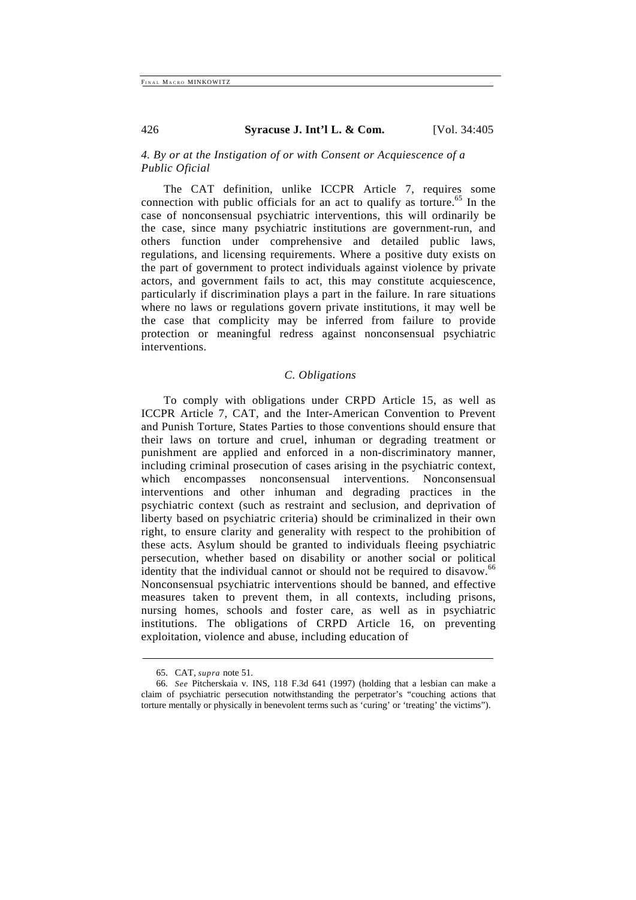### 4. By or at the Instigation of or with Consent or Acquiescence of a Public Oficial

The CAT definition, unlike ICCPR Article 7, requires some connection with public officials for an act to qualify as torture.[65] In the case of nonconsensual psychiatric interventions, this will ordinarily be the case, since many psychiatric institutions are government-run, and others function under comprehensive and detailed public laws, regulations, and licensing requirements. Where a positive duty exists on the part of government to protect individuals against violence by private actors, and government fails to act, this may constitute acquiescence, particularly if discrimination plays a part in the failure. In rare situations where no laws or regulations govern private institutions, it may well be the case that complicity may be inferred from failure to provide protection or meaningful redress against nonconsensual psychiatric interventions.

## C. Obligations

To comply with obligations under CRPD Article 15, as well as ICCPR Article 7, CAT, and the Inter-American Convention to Prevent and Punish Torture, States Parties to those conventions should ensure that their laws on torture and cruel, inhuman or degrading treatment or punishment are applied and enforced in a non-discriminatory manner, including criminal prosecution of cases arising in the psychiatric context, which encompasses nonconsensual interventions. Nonconsensual interventions and other inhuman and degrading practices in the psychiatric context (such as restraint and seclusion, and deprivation of liberty based on psychiatric criteria) should be criminalized in their own right, to ensure clarity and generality with respect to the prohibition of these acts. Asylum should be granted to individuals fleeing psychiatric persecution, whether based on disability or another social or political identity that the individual cannot or should not be required to disavow.[66] Nonconsensual psychiatric interventions should be banned, and effective measures taken to prevent them, in all contexts, including prisons, nursing homes, schools and foster care, as well as in psychiatric institutions. The obligations of CRPD Article 16, on preventing exploitation, violence and abuse, including education of

---

65. CAT, *supra* note 51.

66. *See* Pitcherskaia v. INS, 118 F.3d 641 (1997) (holding that a lesbian can make a claim of psychiatric persecution notwithstanding the perpetrator's "couching actions that torture mentally or physically in benevolent terms such as 'curing' or 'treating' the victims").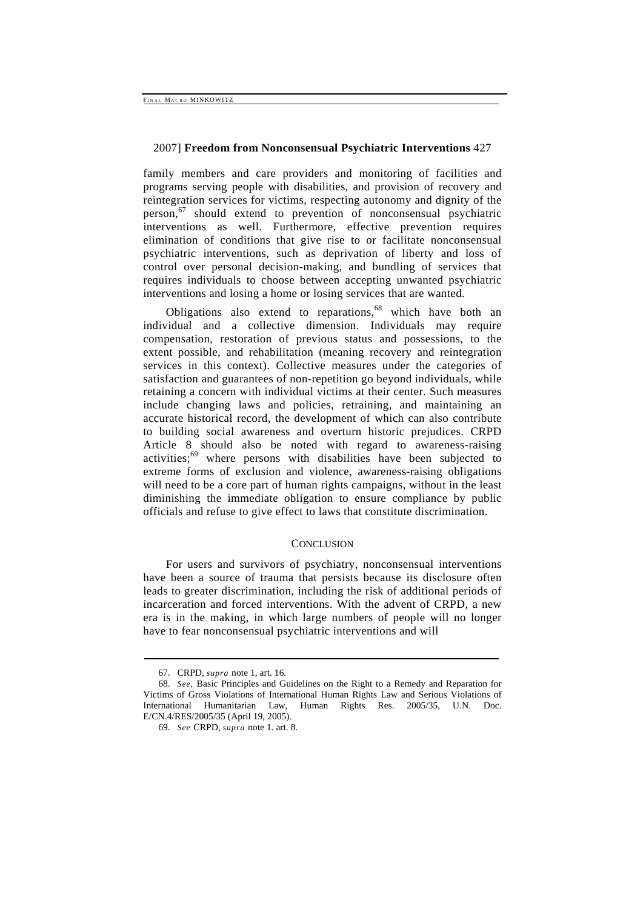family members and care providers and monitoring of facilities and programs serving people with disabilities, and provision of recovery and reintegration services for victims, respecting autonomy and dignity of the person,[67] should extend to prevention of nonconsensual psychiatric interventions as well. Furthermore, effective prevention requires elimination of conditions that give rise to or facilitate nonconsensual psychiatric interventions, such as deprivation of liberty and loss of control over personal decision-making, and bundling of services that requires individuals to choose between accepting unwanted psychiatric interventions and losing a home or losing services that are wanted.

Obligations also extend to reparations,[68] which have both an individual and a collective dimension. Individuals may require compensation, restoration of previous status and possessions, to the extent possible, and rehabilitation (meaning recovery and reintegration services in this context). Collective measures under the categories of satisfaction and guarantees of non-repetition go beyond individuals, while retaining a concern with individual victims at their center. Such measures include changing laws and policies, retraining, and maintaining an accurate historical record, the development of which can also contribute to building social awareness and overturn historic prejudices. CRPD Article 8 should also be noted with regard to awareness-raising activities;[69] where persons with disabilities have been subjected to extreme forms of exclusion and violence, awareness-raising obligations will need to be a core part of human rights campaigns, without in the least diminishing the immediate obligation to ensure compliance by public officials and refuse to give effect to laws that constitute discrimination.

## CONCLUSION

For users and survivors of psychiatry, nonconsensual interventions have been a source of trauma that persists because its disclosure often leads to greater discrimination, including the risk of additional periods of incarceration and forced interventions. With the advent of CRPD, a new era is in the making, in which large numbers of people will no longer have to fear nonconsensual psychiatric interventions and will

---

67. CRPD, *supra* note 1, art. 16.

68. *See*, Basic Principles and Guidelines on the Right to a Remedy and Reparation for Victims of Gross Violations of International Human Rights Law and Serious Violations of International Humanitarian Law, Human Rights Res. 2005/35, U.N. Doc. E/CN.4/RES/2005/35 (April 19, 2005).

69. *See* CRPD, *supra* note 1. art. 8.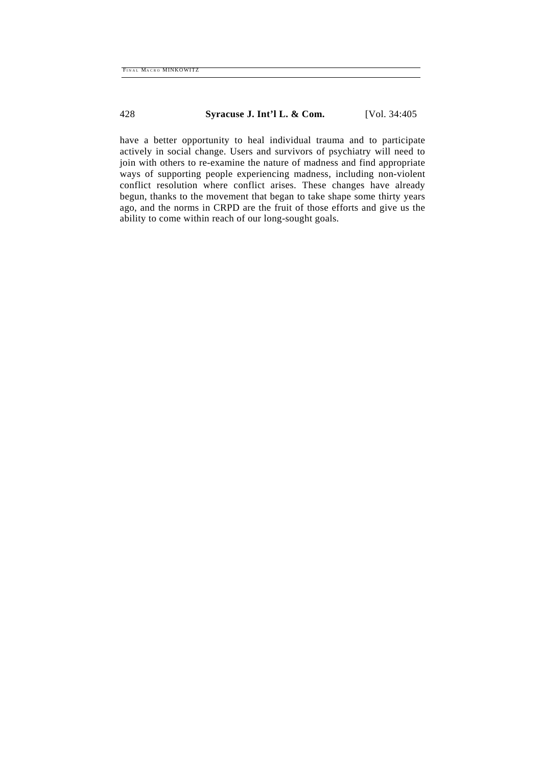have a better opportunity to heal individual trauma and to participate actively in social change. Users and survivors of psychiatry will need to join with others to re-examine the nature of madness and find appropriate ways of supporting people experiencing madness, including non-violent conflict resolution where conflict arises. These changes have already begun, thanks to the movement that began to take shape some thirty years ago, and the norms in CRPD are the fruit of those efforts and give us the ability to come within reach of our long-sought goals.